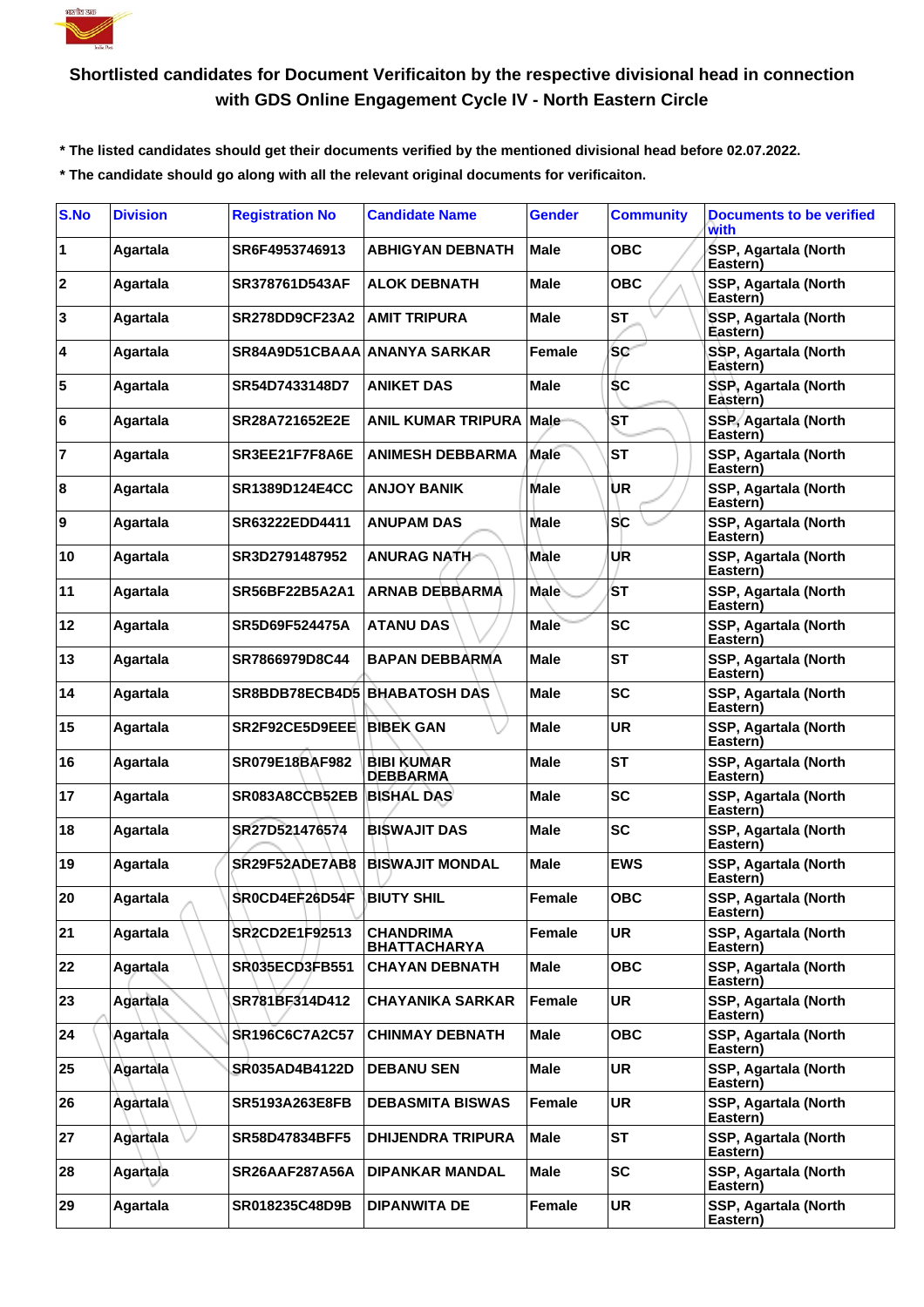## Shortlisted candidates for Document Verificaiton by the respective divisional head in connection with GDS Online Engagement Cycle IV - North Eastern Circle

**\* The listed candidates should get their documents verified by the mentioned divisional head before 02.07.2022.**

**\* The candidate should go along with all the relevant original documents for verificaiton.**

| S.No | Division | Registration No | Candidate Name | Gender | Community | Documents to be verified with |
|---|---|---|---|---|---|---|
| 1 | Agartala | SR6F4953746913 | ABHIGYAN DEBNATH | Male | OBC | SSP, Agartala (North Eastern) |
| 2 | Agartala | SR378761D543AF | ALOK DEBNATH | Male | OBC | SSP, Agartala (North Eastern) |
| 3 | Agartala | SR278DD9CF23A2 | AMIT TRIPURA | Male | ST | SSP, Agartala (North Eastern) |
| 4 | Agartala | SR84A9D51CBAAA | ANANYA SARKAR | Female | SC | SSP, Agartala (North Eastern) |
| 5 | Agartala | SR54D7433148D7 | ANIKET DAS | Male | SC | SSP, Agartala (North Eastern) |
| 6 | Agartala | SR28A721652E2E | ANIL KUMAR TRIPURA | Male | ST | SSP, Agartala (North Eastern) |
| 7 | Agartala | SR3EE21F7F8A6E | ANIMESH DEBBARMA | Male | ST | SSP, Agartala (North Eastern) |
| 8 | Agartala | SR1389D124E4CC | ANJOY BANIK | Male | UR | SSP, Agartala (North Eastern) |
| 9 | Agartala | SR63222EDD4411 | ANUPAM DAS | Male | SC | SSP, Agartala (North Eastern) |
| 10 | Agartala | SR3D2791487952 | ANURAG NATH | Male | UR | SSP, Agartala (North Eastern) |
| 11 | Agartala | SR56BF22B5A2A1 | ARNAB DEBBARMA | Male | ST | SSP, Agartala (North Eastern) |
| 12 | Agartala | SR5D69F524475A | ATANU DAS | Male | SC | SSP, Agartala (North Eastern) |
| 13 | Agartala | SR7866979D8C44 | BAPAN DEBBARMA | Male | ST | SSP, Agartala (North Eastern) |
| 14 | Agartala | SR8BDB78ECB4D5 | BHABATOSH DAS | Male | SC | SSP, Agartala (North Eastern) |
| 15 | Agartala | SR2F92CE5D9EEE | BIBEK GAN | Male | UR | SSP, Agartala (North Eastern) |
| 16 | Agartala | SR079E18BAF982 | BIBI KUMAR DEBBARMA | Male | ST | SSP, Agartala (North Eastern) |
| 17 | Agartala | SR083A8CCB52EB | BISHAL DAS | Male | SC | SSP, Agartala (North Eastern) |
| 18 | Agartala | SR27D521476574 | BISWAJIT DAS | Male | SC | SSP, Agartala (North Eastern) |
| 19 | Agartala | SR29F52ADE7AB8 | BISWAJIT MONDAL | Male | EWS | SSP, Agartala (North Eastern) |
| 20 | Agartala | SR0CD4EF26D54F | BIUTY SHIL | Female | OBC | SSP, Agartala (North Eastern) |
| 21 | Agartala | SR2CD2E1F92513 | CHANDRIMA BHATTACHARYA | Female | UR | SSP, Agartala (North Eastern) |
| 22 | Agartala | SR035ECD3FB551 | CHAYAN DEBNATH | Male | OBC | SSP, Agartala (North Eastern) |
| 23 | Agartala | SR781BF314D412 | CHAYANIKA SARKAR | Female | UR | SSP, Agartala (North Eastern) |
| 24 | Agartala | SR196C6C7A2C57 | CHINMAY DEBNATH | Male | OBC | SSP, Agartala (North Eastern) |
| 25 | Agartala | SR035AD4B4122D | DEBANU SEN | Male | UR | SSP, Agartala (North Eastern) |
| 26 | Agartala | SR5193A263E8FB | DEBASMITA BISWAS | Female | UR | SSP, Agartala (North Eastern) |
| 27 | Agartala | SR58D47834BFF5 | DHIJENDRA TRIPURA | Male | ST | SSP, Agartala (North Eastern) |
| 28 | Agartala | SR26AAF287A56A | DIPANKAR MANDAL | Male | SC | SSP, Agartala (North Eastern) |
| 29 | Agartala | SR018235C48D9B | DIPANWITA DE | Female | UR | SSP, Agartala (North Eastern) |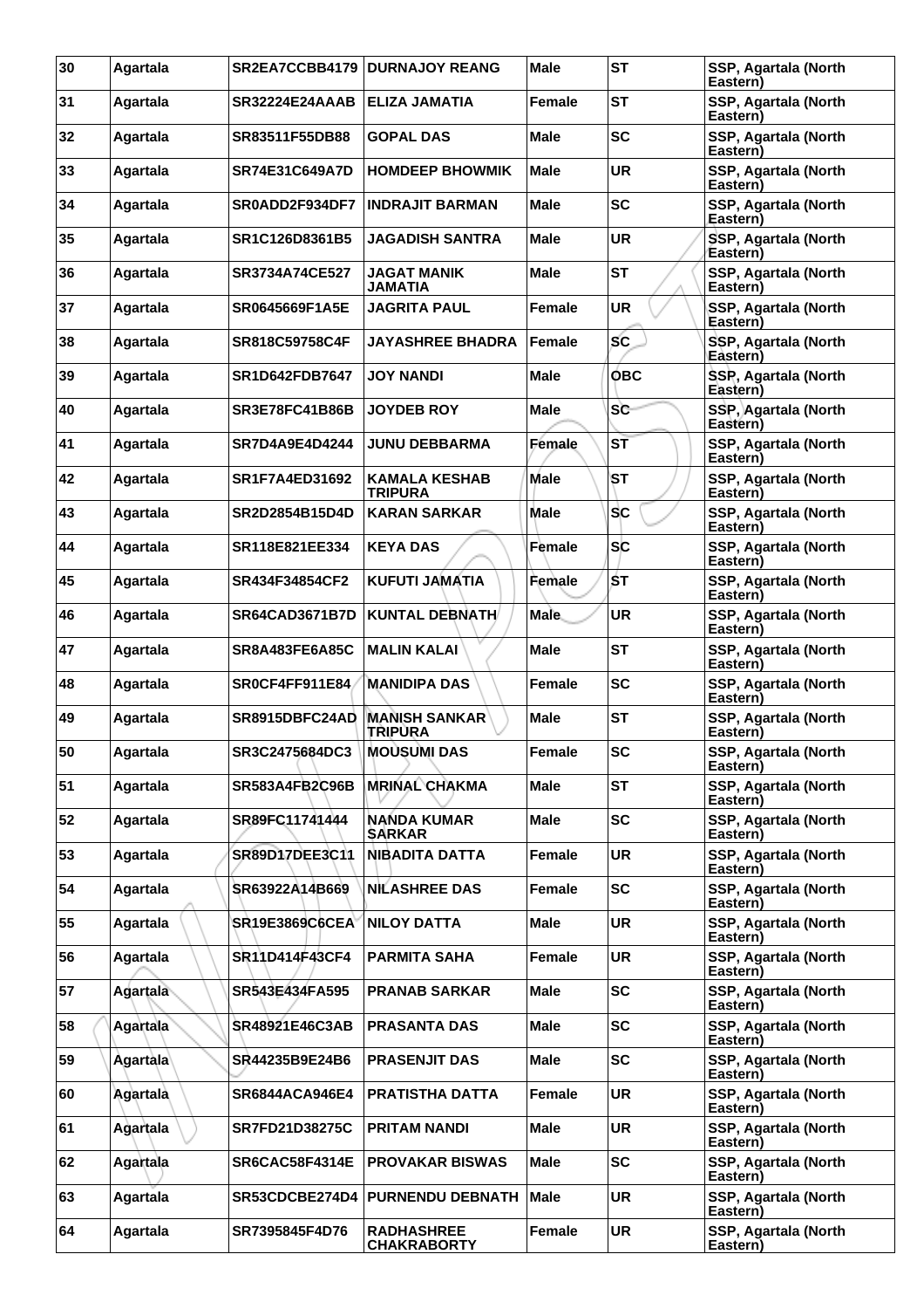| 30 | Agartala | SR2EA7CCBB4179 | DURNAJOY REANG | Male | ST | SSP, Agartala (North Eastern) |
|---|---|---|---|---|---|---|
| 31 | Agartala | SR32224E24AAAB | ELIZA JAMATIA | Female | ST | SSP, Agartala (North Eastern) |
| 32 | Agartala | SR83511F55DB88 | GOPAL DAS | Male | SC | SSP, Agartala (North Eastern) |
| 33 | Agartala | SR74E31C649A7D | HOMDEEP BHOWMIK | Male | UR | SSP, Agartala (North Eastern) |
| 34 | Agartala | SR0ADD2F934DF7 | INDRAJIT BARMAN | Male | SC | SSP, Agartala (North Eastern) |
| 35 | Agartala | SR1C126D8361B5 | JAGADISH SANTRA | Male | UR | SSP, Agartala (North Eastern) |
| 36 | Agartala | SR3734A74CE527 | JAGAT MANIK JAMATIA | Male | ST | SSP, Agartala (North Eastern) |
| 37 | Agartala | SR0645669F1A5E | JAGRITA PAUL | Female | UR | SSP, Agartala (North Eastern) |
| 38 | Agartala | SR818C59758C4F | JAYASHREE BHADRA | Female | SC | SSP, Agartala (North Eastern) |
| 39 | Agartala | SR1D642FDB7647 | JOY NANDI | Male | OBC | SSP, Agartala (North Eastern) |
| 40 | Agartala | SR3E78FC41B86B | JOYDEB ROY | Male | SC | SSP, Agartala (North Eastern) |
| 41 | Agartala | SR7D4A9E4D4244 | JUNU DEBBARMA | Female | ST | SSP, Agartala (North Eastern) |
| 42 | Agartala | SR1F7A4ED31692 | KAMALA KESHAB TRIPURA | Male | ST | SSP, Agartala (North Eastern) |
| 43 | Agartala | SR2D2854B15D4D | KARAN SARKAR | Male | SC | SSP, Agartala (North Eastern) |
| 44 | Agartala | SR118E821EE334 | KEYA DAS | Female | SC | SSP, Agartala (North Eastern) |
| 45 | Agartala | SR434F34854CF2 | KUFUTI JAMATIA | Female | ST | SSP, Agartala (North Eastern) |
| 46 | Agartala | SR64CAD3671B7D | KUNTAL DEBNATH | Male | UR | SSP, Agartala (North Eastern) |
| 47 | Agartala | SR8A483FE6A85C | MALIN KALAI | Male | ST | SSP, Agartala (North Eastern) |
| 48 | Agartala | SR0CF4FF911E84 | MANIDIPA DAS | Female | SC | SSP, Agartala (North Eastern) |
| 49 | Agartala | SR8915DBFC24AD | MANISH SANKAR TRIPURA | Male | ST | SSP, Agartala (North Eastern) |
| 50 | Agartala | SR3C2475684DC3 | MOUSUMI DAS | Female | SC | SSP, Agartala (North Eastern) |
| 51 | Agartala | SR583A4FB2C96B | MRINAL CHAKMA | Male | ST | SSP, Agartala (North Eastern) |
| 52 | Agartala | SR89FC11741444 | NANDA KUMAR SARKAR | Male | SC | SSP, Agartala (North Eastern) |
| 53 | Agartala | SR89D17DEE3C11 | NIBADITA DATTA | Female | UR | SSP, Agartala (North Eastern) |
| 54 | Agartala | SR63922A14B669 | NILASHREE DAS | Female | SC | SSP, Agartala (North Eastern) |
| 55 | Agartala | SR19E3869C6CEA | NILOY DATTA | Male | UR | SSP, Agartala (North Eastern) |
| 56 | Agartala | SR11D414F43CF4 | PARMITA SAHA | Female | UR | SSP, Agartala (North Eastern) |
| 57 | Agartala | SR543E434FA595 | PRANAB SARKAR | Male | SC | SSP, Agartala (North Eastern) |
| 58 | Agartala | SR48921E46C3AB | PRASANTA DAS | Male | SC | SSP, Agartala (North Eastern) |
| 59 | Agartala | SR44235B9E24B6 | PRASENJIT DAS | Male | SC | SSP, Agartala (North Eastern) |
| 60 | Agartala | SR6844ACA946E4 | PRATISTHA DATTA | Female | UR | SSP, Agartala (North Eastern) |
| 61 | Agartala | SR7FD21D38275C | PRITAM NANDI | Male | UR | SSP, Agartala (North Eastern) |
| 62 | Agartala | SR6CAC58F4314E | PROVAKAR BISWAS | Male | SC | SSP, Agartala (North Eastern) |
| 63 | Agartala | SR53CDCBE274D4 | PURNENDU DEBNATH | Male | UR | SSP, Agartala (North Eastern) |
| 64 | Agartala | SR7395845F4D76 | RADHASHREE CHAKRABORTY | Female | UR | SSP, Agartala (North Eastern) |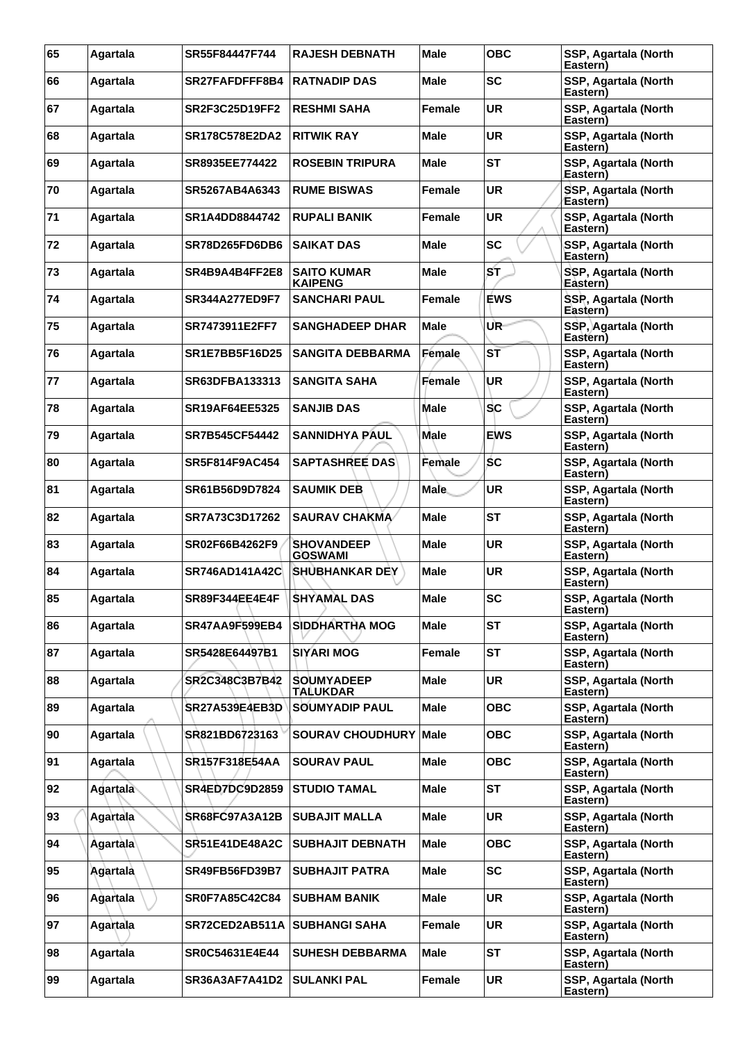| 65 | Agartala | SR55F84447F744 | RAJESH DEBNATH | Male | OBC | SSP, Agartala (North Eastern) |
|---|---|---|---|---|---|---|
| 66 | Agartala | SR27FAFDFFF8B4 | RATNADIP DAS | Male | SC | SSP, Agartala (North Eastern) |
| 67 | Agartala | SR2F3C25D19FF2 | RESHMI SAHA | Female | UR | SSP, Agartala (North Eastern) |
| 68 | Agartala | SR178C578E2DA2 | RITWIK RAY | Male | UR | SSP, Agartala (North Eastern) |
| 69 | Agartala | SR8935EE774422 | ROSEBIN TRIPURA | Male | ST | SSP, Agartala (North Eastern) |
| 70 | Agartala | SR5267AB4A6343 | RUME BISWAS | Female | UR | SSP, Agartala (North Eastern) |
| 71 | Agartala | SR1A4DD8844742 | RUPALI BANIK | Female | UR | SSP, Agartala (North Eastern) |
| 72 | Agartala | SR78D265FD6DB6 | SAIKAT DAS | Male | SC | SSP, Agartala (North Eastern) |
| 73 | Agartala | SR4B9A4B4FF2E8 | SAITO KUMAR KAIPENG | Male | ST | SSP, Agartala (North Eastern) |
| 74 | Agartala | SR344A277ED9F7 | SANCHARI PAUL | Female | EWS | SSP, Agartala (North Eastern) |
| 75 | Agartala | SR7473911E2FF7 | SANGHADEEP DHAR | Male | UR | SSP, Agartala (North Eastern) |
| 76 | Agartala | SR1E7BB5F16D25 | SANGITA DEBBARMA | Female | ST | SSP, Agartala (North Eastern) |
| 77 | Agartala | SR63DFBA133313 | SANGITA SAHA | Female | UR | SSP, Agartala (North Eastern) |
| 78 | Agartala | SR19AF64EE5325 | SANJIB DAS | Male | SC | SSP, Agartala (North Eastern) |
| 79 | Agartala | SR7B545CF54442 | SANNIDHYA PAUL | Male | EWS | SSP, Agartala (North Eastern) |
| 80 | Agartala | SR5F814F9AC454 | SAPTASHREE DAS | Female | SC | SSP, Agartala (North Eastern) |
| 81 | Agartala | SR61B56D9D7824 | SAUMIK DEB | Male | UR | SSP, Agartala (North Eastern) |
| 82 | Agartala | SR7A73C3D17262 | SAURAV CHAKMA | Male | ST | SSP, Agartala (North Eastern) |
| 83 | Agartala | SR02F66B4262F9 | SHOVANDEEP GOSWAMI | Male | UR | SSP, Agartala (North Eastern) |
| 84 | Agartala | SR746AD141A42C | SHUBHANKAR DEY | Male | UR | SSP, Agartala (North Eastern) |
| 85 | Agartala | SR89F344EE4E4F | SHYAMAL DAS | Male | SC | SSP, Agartala (North Eastern) |
| 86 | Agartala | SR47AA9F599EB4 | SIDDHARTHA MOG | Male | ST | SSP, Agartala (North Eastern) |
| 87 | Agartala | SR5428E64497B1 | SIYARI MOG | Female | ST | SSP, Agartala (North Eastern) |
| 88 | Agartala | SR2C348C3B7B42 | SOUMYADEEP TALUKDAR | Male | UR | SSP, Agartala (North Eastern) |
| 89 | Agartala | SR27A539E4EB3D | SOUMYADIP PAUL | Male | OBC | SSP, Agartala (North Eastern) |
| 90 | Agartala | SR821BD6723163 | SOURAV CHOUDHURY | Male | OBC | SSP, Agartala (North Eastern) |
| 91 | Agartala | SR157F318E54AA | SOURAV PAUL | Male | OBC | SSP, Agartala (North Eastern) |
| 92 | Agartala | SR4ED7DC9D2859 | STUDIO TAMAL | Male | ST | SSP, Agartala (North Eastern) |
| 93 | Agartala | SR68FC97A3A12B | SUBAJIT MALLA | Male | UR | SSP, Agartala (North Eastern) |
| 94 | Agartala | SR51E41DE48A2C | SUBHAJIT DEBNATH | Male | OBC | SSP, Agartala (North Eastern) |
| 95 | Agartala | SR49FB56FD39B7 | SUBHAJIT PATRA | Male | SC | SSP, Agartala (North Eastern) |
| 96 | Agartala | SR0F7A85C42C84 | SUBHAM BANIK | Male | UR | SSP, Agartala (North Eastern) |
| 97 | Agartala | SR72CED2AB511A | SUBHANGI SAHA | Female | UR | SSP, Agartala (North Eastern) |
| 98 | Agartala | SR0C54631E4E44 | SUHESH DEBBARMA | Male | ST | SSP, Agartala (North Eastern) |
| 99 | Agartala | SR36A3AF7A41D2 | SULANKI PAL | Female | UR | SSP, Agartala (North Eastern) |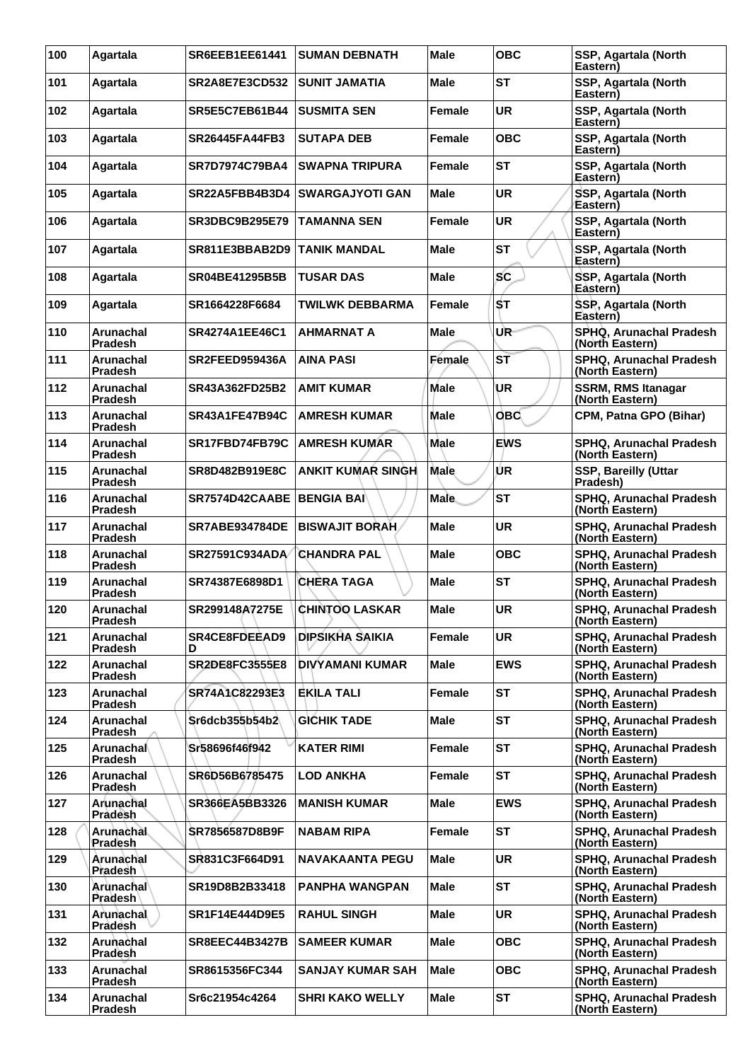| 100 | Agartala | SR6EEB1EE61441 | SUMAN DEBNATH | Male | OBC | SSP, Agartala (North Eastern) |
|---|---|---|---|---|---|---|
| 101 | Agartala | SR2A8E7E3CD532 | SUNIT JAMATIA | Male | ST | SSP, Agartala (North Eastern) |
| 102 | Agartala | SR5E5C7EB61B44 | SUSMITA SEN | Female | UR | SSP, Agartala (North Eastern) |
| 103 | Agartala | SR26445FA44FB3 | SUTAPA DEB | Female | OBC | SSP, Agartala (North Eastern) |
| 104 | Agartala | SR7D7974C79BA4 | SWAPNA TRIPURA | Female | ST | SSP, Agartala (North Eastern) |
| 105 | Agartala | SR22A5FBB4B3D4 | SWARGAJYOTI GAN | Male | UR | SSP, Agartala (North Eastern) |
| 106 | Agartala | SR3DBC9B295E79 | TAMANNA SEN | Female | UR | SSP, Agartala (North Eastern) |
| 107 | Agartala | SR811E3BBAB2D9 | TANIK MANDAL | Male | ST | SSP, Agartala (North Eastern) |
| 108 | Agartala | SR04BE41295B5B | TUSAR DAS | Male | SC | SSP, Agartala (North Eastern) |
| 109 | Agartala | SR1664228F6684 | TWILWK DEBBARMA | Female | ST | SSP, Agartala (North Eastern) |
| 110 | Arunachal Pradesh | SR4274A1EE46C1 | AHMARNAT A | Male | UR | SPHQ, Arunachal Pradesh (North Eastern) |
| 111 | Arunachal Pradesh | SR2FEED959436A | AINA PASI | Female | ST | SPHQ, Arunachal Pradesh (North Eastern) |
| 112 | Arunachal Pradesh | SR43A362FD25B2 | AMIT KUMAR | Male | UR | SSRM, RMS Itanagar (North Eastern) |
| 113 | Arunachal Pradesh | SR43A1FE47B94C | AMRESH KUMAR | Male | OBC | CPM, Patna GPO (Bihar) |
| 114 | Arunachal Pradesh | SR17FBD74FB79C | AMRESH KUMAR | Male | EWS | SPHQ, Arunachal Pradesh (North Eastern) |
| 115 | Arunachal Pradesh | SR8D482B919E8C | ANKIT KUMAR SINGH | Male | UR | SSP, Bareilly (Uttar Pradesh) |
| 116 | Arunachal Pradesh | SR7574D42CAABE | BENGIA BAI | Male | ST | SPHQ, Arunachal Pradesh (North Eastern) |
| 117 | Arunachal Pradesh | SR7ABE934784DE | BISWAJIT BORAH | Male | UR | SPHQ, Arunachal Pradesh (North Eastern) |
| 118 | Arunachal Pradesh | SR27591C934ADA | CHANDRA PAL | Male | OBC | SPHQ, Arunachal Pradesh (North Eastern) |
| 119 | Arunachal Pradesh | SR74387E6898D1 | CHERA TAGA | Male | ST | SPHQ, Arunachal Pradesh (North Eastern) |
| 120 | Arunachal Pradesh | SR299148A7275E | CHINTOO LASKAR | Male | UR | SPHQ, Arunachal Pradesh (North Eastern) |
| 121 | Arunachal Pradesh | SR4CE8FDEEAD9D | DIPSIKHA SAIKIA | Female | UR | SPHQ, Arunachal Pradesh (North Eastern) |
| 122 | Arunachal Pradesh | SR2DE8FC3555E8 | DIVYAMANI KUMAR | Male | EWS | SPHQ, Arunachal Pradesh (North Eastern) |
| 123 | Arunachal Pradesh | SR74A1C82293E3 | EKILA TALI | Female | ST | SPHQ, Arunachal Pradesh (North Eastern) |
| 124 | Arunachal Pradesh | Sr6dcb355b54b2 | GICHIK TADE | Male | ST | SPHQ, Arunachal Pradesh (North Eastern) |
| 125 | Arunachal Pradesh | Sr58696f46f942 | KATER RIMI | Female | ST | SPHQ, Arunachal Pradesh (North Eastern) |
| 126 | Arunachal Pradesh | SR6D56B6785475 | LOD ANKHA | Female | ST | SPHQ, Arunachal Pradesh (North Eastern) |
| 127 | Arunachal Pradesh | SR366EA5BB3326 | MANISH KUMAR | Male | EWS | SPHQ, Arunachal Pradesh (North Eastern) |
| 128 | Arunachal Pradesh | SR7856587D8B9F | NABAM RIPA | Female | ST | SPHQ, Arunachal Pradesh (North Eastern) |
| 129 | Arunachal Pradesh | SR831C3F664D91 | NAVAKAANTA PEGU | Male | UR | SPHQ, Arunachal Pradesh (North Eastern) |
| 130 | Arunachal Pradesh | SR19D8B2B33418 | PANPHA WANGPAN | Male | ST | SPHQ, Arunachal Pradesh (North Eastern) |
| 131 | Arunachal Pradesh | SR1F14E444D9E5 | RAHUL SINGH | Male | UR | SPHQ, Arunachal Pradesh (North Eastern) |
| 132 | Arunachal Pradesh | SR8EEC44B3427B | SAMEER KUMAR | Male | OBC | SPHQ, Arunachal Pradesh (North Eastern) |
| 133 | Arunachal Pradesh | SR8615356FC344 | SANJAY KUMAR SAH | Male | OBC | SPHQ, Arunachal Pradesh (North Eastern) |
| 134 | Arunachal Pradesh | Sr6c21954c4264 | SHRI KAKO WELLY | Male | ST | SPHQ, Arunachal Pradesh (North Eastern) |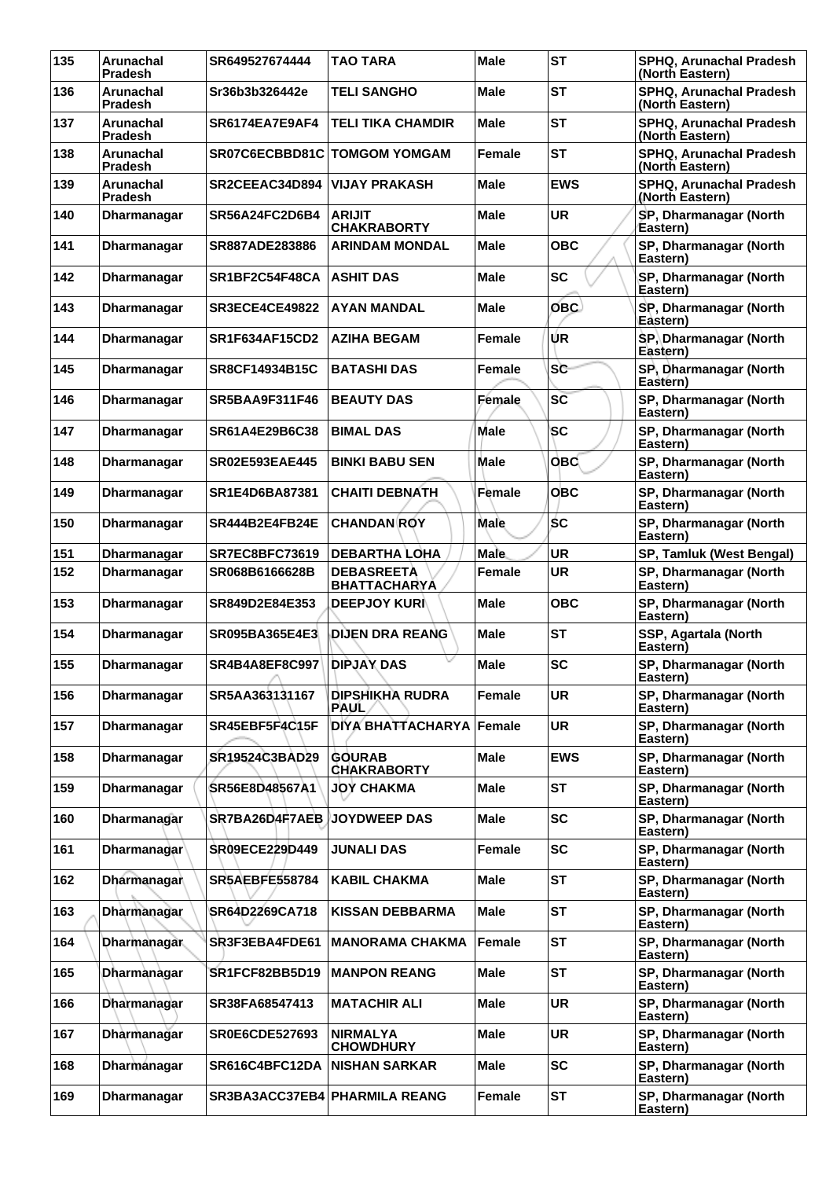| 135 | Arunachal Pradesh | SR649527674444 | TAO TARA | Male | ST | SPHQ, Arunachal Pradesh (North Eastern) |
|---|---|---|---|---|---|---|
| 136 | Arunachal Pradesh | Sr36b3b326442e | TELI SANGHO | Male | ST | SPHQ, Arunachal Pradesh (North Eastern) |
| 137 | Arunachal Pradesh | SR6174EA7E9AF4 | TELI TIKA CHAMDIR | Male | ST | SPHQ, Arunachal Pradesh (North Eastern) |
| 138 | Arunachal Pradesh | SR07C6ECBBD81C | TOMGOM YOMGAM | Female | ST | SPHQ, Arunachal Pradesh (North Eastern) |
| 139 | Arunachal Pradesh | SR2CEEAC34D894 | VIJAY PRAKASH | Male | EWS | SPHQ, Arunachal Pradesh (North Eastern) |
| 140 | Dharmanagar | SR56A24FC2D6B4 | ARIJIT CHAKRABORTY | Male | UR | SP, Dharmanagar (North Eastern) |
| 141 | Dharmanagar | SR887ADE283886 | ARINDAM MONDAL | Male | OBC | SP, Dharmanagar (North Eastern) |
| 142 | Dharmanagar | SR1BF2C54F48CA | ASHIT DAS | Male | SC | SP, Dharmanagar (North Eastern) |
| 143 | Dharmanagar | SR3ECE4CE49822 | AYAN MANDAL | Male | OBC | SP, Dharmanagar (North Eastern) |
| 144 | Dharmanagar | SR1F634AF15CD2 | AZIHA BEGAM | Female | UR | SP, Dharmanagar (North Eastern) |
| 145 | Dharmanagar | SR8CF14934B15C | BATASHI DAS | Female | SC | SP, Dharmanagar (North Eastern) |
| 146 | Dharmanagar | SR5BAA9F311F46 | BEAUTY DAS | Female | SC | SP, Dharmanagar (North Eastern) |
| 147 | Dharmanagar | SR61A4E29B6C38 | BIMAL DAS | Male | SC | SP, Dharmanagar (North Eastern) |
| 148 | Dharmanagar | SR02E593EAE445 | BINKI BABU SEN | Male | OBC | SP, Dharmanagar (North Eastern) |
| 149 | Dharmanagar | SR1E4D6BA87381 | CHAITI DEBNATH | Female | OBC | SP, Dharmanagar (North Eastern) |
| 150 | Dharmanagar | SR444B2E4FB24E | CHANDAN ROY | Male | SC | SP, Dharmanagar (North Eastern) |
| 151 | Dharmanagar | SR7EC8BFC73619 | DEBARTHA LOHA | Male | UR | SP, Tamluk (West Bengal) |
| 152 | Dharmanagar | SR068B6166628B | DEBASREETA BHATTACHARYA | Female | UR | SP, Dharmanagar (North Eastern) |
| 153 | Dharmanagar | SR849D2E84E353 | DEEPJOY KURI | Male | OBC | SP, Dharmanagar (North Eastern) |
| 154 | Dharmanagar | SR095BA365E4E3 | DIJEN DRA REANG | Male | ST | SSP, Agartala (North Eastern) |
| 155 | Dharmanagar | SR4B4A8EF8C997 | DIPJAY DAS | Male | SC | SP, Dharmanagar (North Eastern) |
| 156 | Dharmanagar | SR5AA363131167 | DIPSHIKHA RUDRA PAUL | Female | UR | SP, Dharmanagar (North Eastern) |
| 157 | Dharmanagar | SR45EBF5F4C15F | DIYA BHATTACHARYA | Female | UR | SP, Dharmanagar (North Eastern) |
| 158 | Dharmanagar | SR19524C3BAD29 | GOURAB CHAKRABORTY | Male | EWS | SP, Dharmanagar (North Eastern) |
| 159 | Dharmanagar | SR56E8D48567A1 | JOY CHAKMA | Male | ST | SP, Dharmanagar (North Eastern) |
| 160 | Dharmanagar | SR7BA26D4F7AEB | JOYDWEEP DAS | Male | SC | SP, Dharmanagar (North Eastern) |
| 161 | Dharmanagar | SR09ECE229D449 | JUNALI DAS | Female | SC | SP, Dharmanagar (North Eastern) |
| 162 | Dharmanagar | SR5AEBFE558784 | KABIL CHAKMA | Male | ST | SP, Dharmanagar (North Eastern) |
| 163 | Dharmanagar | SR64D2269CA718 | KISSAN DEBBARMA | Male | ST | SP, Dharmanagar (North Eastern) |
| 164 | Dharmanagar | SR3F3EBA4FDE61 | MANORAMA CHAKMA | Female | ST | SP, Dharmanagar (North Eastern) |
| 165 | Dharmanagar | SR1FCF82BB5D19 | MANPON REANG | Male | ST | SP, Dharmanagar (North Eastern) |
| 166 | Dharmanagar | SR38FA68547413 | MATACHIR ALI | Male | UR | SP, Dharmanagar (North Eastern) |
| 167 | Dharmanagar | SR0E6CDE527693 | NIRMALYA CHOWDHURY | Male | UR | SP, Dharmanagar (North Eastern) |
| 168 | Dharmanagar | SR616C4BFC12DA | NISHAN SARKAR | Male | SC | SP, Dharmanagar (North Eastern) |
| 169 | Dharmanagar | SR3BA3ACC37EB4 | PHARMILA REANG | Female | ST | SP, Dharmanagar (North Eastern) |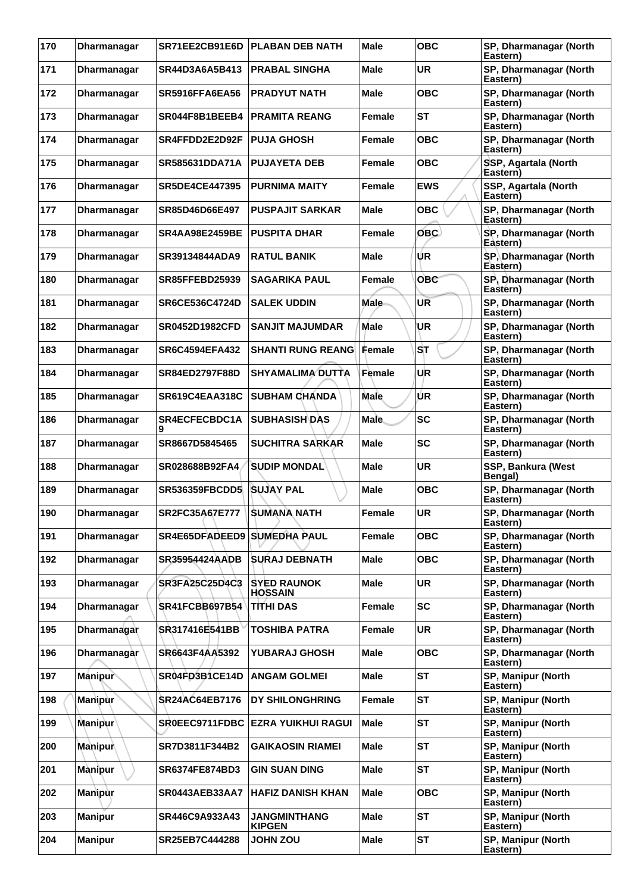| 170 | Dharmanagar | SR71EE2CB91E6D | PLABAN DEB NATH | Male | OBC | SP, Dharmanagar (North Eastern) |
|---|---|---|---|---|---|---|
| 171 | Dharmanagar | SR44D3A6A5B413 | PRABAL SINGHA | Male | UR | SP, Dharmanagar (North Eastern) |
| 172 | Dharmanagar | SR5916FFA6EA56 | PRADYUT NATH | Male | OBC | SP, Dharmanagar (North Eastern) |
| 173 | Dharmanagar | SR044F8B1BEEB4 | PRAMITA REANG | Female | ST | SP, Dharmanagar (North Eastern) |
| 174 | Dharmanagar | SR4FFDD2E2D92F | PUJA GHOSH | Female | OBC | SP, Dharmanagar (North Eastern) |
| 175 | Dharmanagar | SR585631DDA71A | PUJAYETA DEB | Female | OBC | SSP, Agartala (North Eastern) |
| 176 | Dharmanagar | SR5DE4CE447395 | PURNIMA MAITY | Female | EWS | SSP, Agartala (North Eastern) |
| 177 | Dharmanagar | SR85D46D66E497 | PUSPAJIT SARKAR | Male | OBC | SP, Dharmanagar (North Eastern) |
| 178 | Dharmanagar | SR4AA98E2459BE | PUSPITA DHAR | Female | OBC | SP, Dharmanagar (North Eastern) |
| 179 | Dharmanagar | SR39134844ADA9 | RATUL BANIK | Male | UR | SP, Dharmanagar (North Eastern) |
| 180 | Dharmanagar | SR85FFEBD25939 | SAGARIKA PAUL | Female | OBC | SP, Dharmanagar (North Eastern) |
| 181 | Dharmanagar | SR6CE536C4724D | SALEK UDDIN | Male | UR | SP, Dharmanagar (North Eastern) |
| 182 | Dharmanagar | SR0452D1982CFD | SANJIT MAJUMDAR | Male | UR | SP, Dharmanagar (North Eastern) |
| 183 | Dharmanagar | SR6C4594EFA432 | SHANTI RUNG REANG | Female | ST | SP, Dharmanagar (North Eastern) |
| 184 | Dharmanagar | SR84ED2797F88D | SHYAMALIMA DUTTA | Female | UR | SP, Dharmanagar (North Eastern) |
| 185 | Dharmanagar | SR619C4EAA318C | SUBHAM CHANDA | Male | UR | SP, Dharmanagar (North Eastern) |
| 186 | Dharmanagar | SR4ECFECBDC1A9 | SUBHASISH DAS | Male | SC | SP, Dharmanagar (North Eastern) |
| 187 | Dharmanagar | SR8667D5845465 | SUCHITRA SARKAR | Male | SC | SP, Dharmanagar (North Eastern) |
| 188 | Dharmanagar | SR028688B92FA4 | SUDIP MONDAL | Male | UR | SSP, Bankura (West Bengal) |
| 189 | Dharmanagar | SR536359FBCDD5 | SUJAY PAL | Male | OBC | SP, Dharmanagar (North Eastern) |
| 190 | Dharmanagar | SR2FC35A67E777 | SUMANA NATH | Female | UR | SP, Dharmanagar (North Eastern) |
| 191 | Dharmanagar | SR4E65DFADEED9 | SUMEDHA PAUL | Female | OBC | SP, Dharmanagar (North Eastern) |
| 192 | Dharmanagar | SR35954424AADB | SURAJ DEBNATH | Male | OBC | SP, Dharmanagar (North Eastern) |
| 193 | Dharmanagar | SR3FA25C25D4C3 | SYED RAUNOK HOSSAIN | Male | UR | SP, Dharmanagar (North Eastern) |
| 194 | Dharmanagar | SR41FCBB697B54 | TITHI DAS | Female | SC | SP, Dharmanagar (North Eastern) |
| 195 | Dharmanagar | SR317416E541BB | TOSHIBA PATRA | Female | UR | SP, Dharmanagar (North Eastern) |
| 196 | Dharmanagar | SR6643F4AA5392 | YUBARAJ GHOSH | Male | OBC | SP, Dharmanagar (North Eastern) |
| 197 | Manipur | SR04FD3B1CE14D | ANGAM GOLMEI | Male | ST | SP, Manipur (North Eastern) |
| 198 | Manipur | SR24AC64EB7176 | DY SHILONGHRING | Female | ST | SP, Manipur (North Eastern) |
| 199 | Manipur | SR0EEC9711FDBC | EZRA YUIKHUI RAGUI | Male | ST | SP, Manipur (North Eastern) |
| 200 | Manipur | SR7D3811F344B2 | GAIKAOSIN RIAMEI | Male | ST | SP, Manipur (North Eastern) |
| 201 | Manipur | SR6374FE874BD3 | GIN SUAN DING | Male | ST | SP, Manipur (North Eastern) |
| 202 | Manipur | SR0443AEB33AA7 | HAFIZ DANISH KHAN | Male | OBC | SP, Manipur (North Eastern) |
| 203 | Manipur | SR446C9A933A43 | JANGMINTHANG KIPGEN | Male | ST | SP, Manipur (North Eastern) |
| 204 | Manipur | SR25EB7C444288 | JOHN ZOU | Male | ST | SP, Manipur (North Eastern) |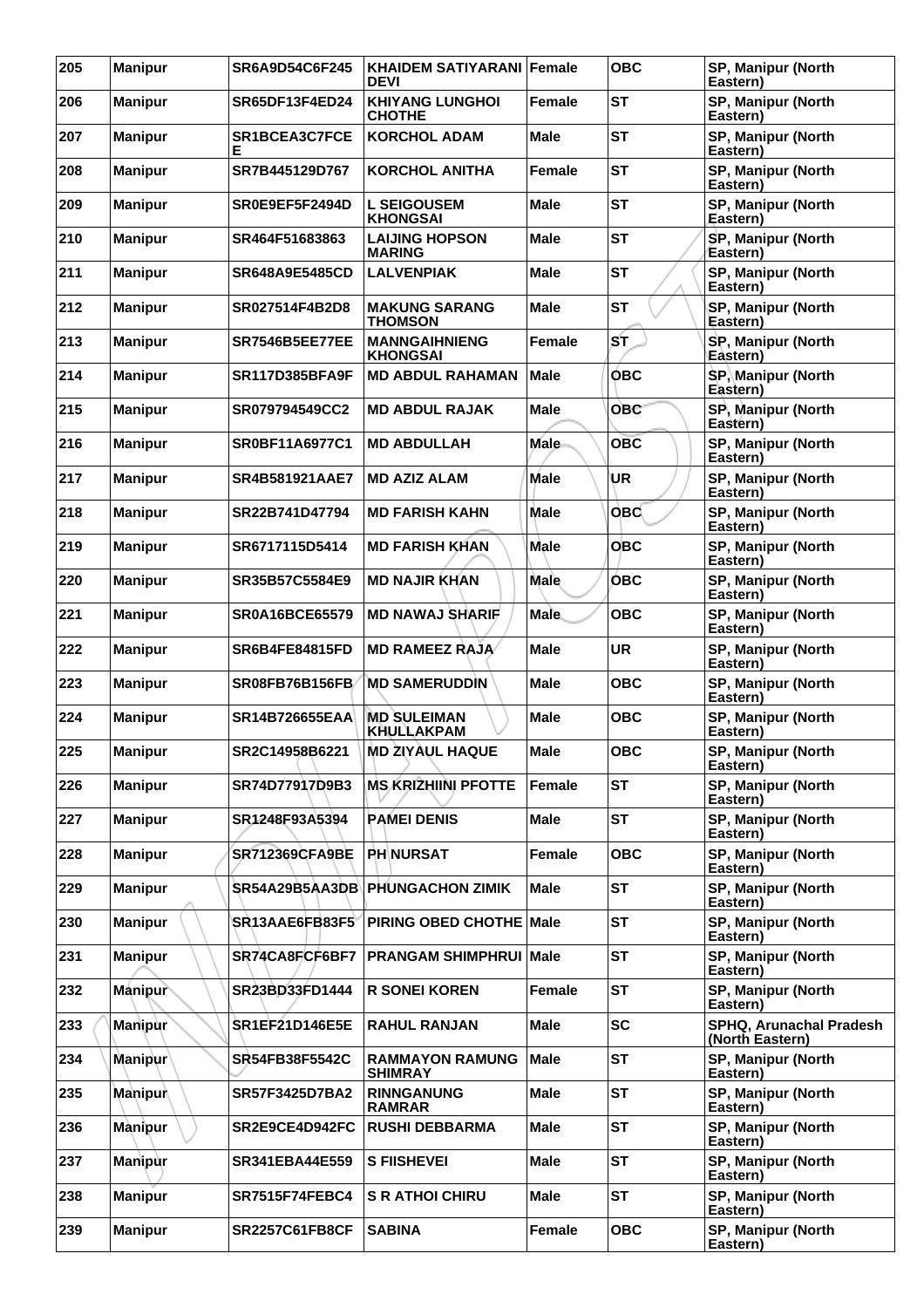| 205 | Manipur | SR6A9D54C6F245 | KHAIDEM SATIYARANI DEVI | Female | OBC | SP, Manipur (North Eastern) |
|---|---|---|---|---|---|---|
| 206 | Manipur | SR65DF13F4ED24 | KHIYANG LUNGHOI CHOTHE | Female | ST | SP, Manipur (North Eastern) |
| 207 | Manipur | SR1BCEA3C7FCE E | KORCHOL ADAM | Male | ST | SP, Manipur (North Eastern) |
| 208 | Manipur | SR7B445129D767 | KORCHOL ANITHA | Female | ST | SP, Manipur (North Eastern) |
| 209 | Manipur | SR0E9EF5F2494D | L SEIGOUSEM KHONGSAI | Male | ST | SP, Manipur (North Eastern) |
| 210 | Manipur | SR464F51683863 | LAIJING HOPSON MARING | Male | ST | SP, Manipur (North Eastern) |
| 211 | Manipur | SR648A9E5485CD | LALVENPIAK | Male | ST | SP, Manipur (North Eastern) |
| 212 | Manipur | SR027514F4B2D8 | MAKUNG SARANG THOMSON | Male | ST | SP, Manipur (North Eastern) |
| 213 | Manipur | SR7546B5EE77EE | MANNGAIHNIENG KHONGSAI | Female | ST | SP, Manipur (North Eastern) |
| 214 | Manipur | SR117D385BFA9F | MD ABDUL RAHAMAN | Male | OBC | SP, Manipur (North Eastern) |
| 215 | Manipur | SR079794549CC2 | MD ABDUL RAJAK | Male | OBC | SP, Manipur (North Eastern) |
| 216 | Manipur | SR0BF11A6977C1 | MD ABDULLAH | Male | OBC | SP, Manipur (North Eastern) |
| 217 | Manipur | SR4B581921AAE7 | MD AZIZ ALAM | Male | UR | SP, Manipur (North Eastern) |
| 218 | Manipur | SR22B741D47794 | MD FARISH KAHN | Male | OBC | SP, Manipur (North Eastern) |
| 219 | Manipur | SR6717115D5414 | MD FARISH KHAN | Male | OBC | SP, Manipur (North Eastern) |
| 220 | Manipur | SR35B57C5584E9 | MD NAJIR KHAN | Male | OBC | SP, Manipur (North Eastern) |
| 221 | Manipur | SR0A16BCE65579 | MD NAWAJ SHARIF | Male | OBC | SP, Manipur (North Eastern) |
| 222 | Manipur | SR6B4FE84815FD | MD RAMEEZ RAJA | Male | UR | SP, Manipur (North Eastern) |
| 223 | Manipur | SR08FB76B156FB | MD SAMERUDDIN | Male | OBC | SP, Manipur (North Eastern) |
| 224 | Manipur | SR14B726655EAA | MD SULEIMAN KHULLAKPAM | Male | OBC | SP, Manipur (North Eastern) |
| 225 | Manipur | SR2C14958B6221 | MD ZIYAUL HAQUE | Male | OBC | SP, Manipur (North Eastern) |
| 226 | Manipur | SR74D77917D9B3 | MS KRIZHIINI PFOTTE | Female | ST | SP, Manipur (North Eastern) |
| 227 | Manipur | SR1248F93A5394 | PAMEI DENIS | Male | ST | SP, Manipur (North Eastern) |
| 228 | Manipur | SR712369CFA9BE | PH NURSAT | Female | OBC | SP, Manipur (North Eastern) |
| 229 | Manipur | SR54A29B5AA3DB | PHUNGACHON ZIMIK | Male | ST | SP, Manipur (North Eastern) |
| 230 | Manipur | SR13AAE6FB83F5 | PIRING OBED CHOTHE | Male | ST | SP, Manipur (North Eastern) |
| 231 | Manipur | SR74CA8FCF6BF7 | PRANGAM SHIMPHRUI | Male | ST | SP, Manipur (North Eastern) |
| 232 | Manipur | SR23BD33FD1444 | R SONEI KOREN | Female | ST | SP, Manipur (North Eastern) |
| 233 | Manipur | SR1EF21D146E5E | RAHUL RANJAN | Male | SC | SPHQ, Arunachal Pradesh (North Eastern) |
| 234 | Manipur | SR54FB38F5542C | RAMMAYON RAMUNG SHIMRAY | Male | ST | SP, Manipur (North Eastern) |
| 235 | Manipur | SR57F3425D7BA2 | RINNGANUNG RAMRAR | Male | ST | SP, Manipur (North Eastern) |
| 236 | Manipur | SR2E9CE4D942FC | RUSHI DEBBARMA | Male | ST | SP, Manipur (North Eastern) |
| 237 | Manipur | SR341EBA44E559 | S FIISHEVEI | Male | ST | SP, Manipur (North Eastern) |
| 238 | Manipur | SR7515F74FEBC4 | S R ATHOI CHIRU | Male | ST | SP, Manipur (North Eastern) |
| 239 | Manipur | SR2257C61FB8CF | SABINA | Female | OBC | SP, Manipur (North Eastern) |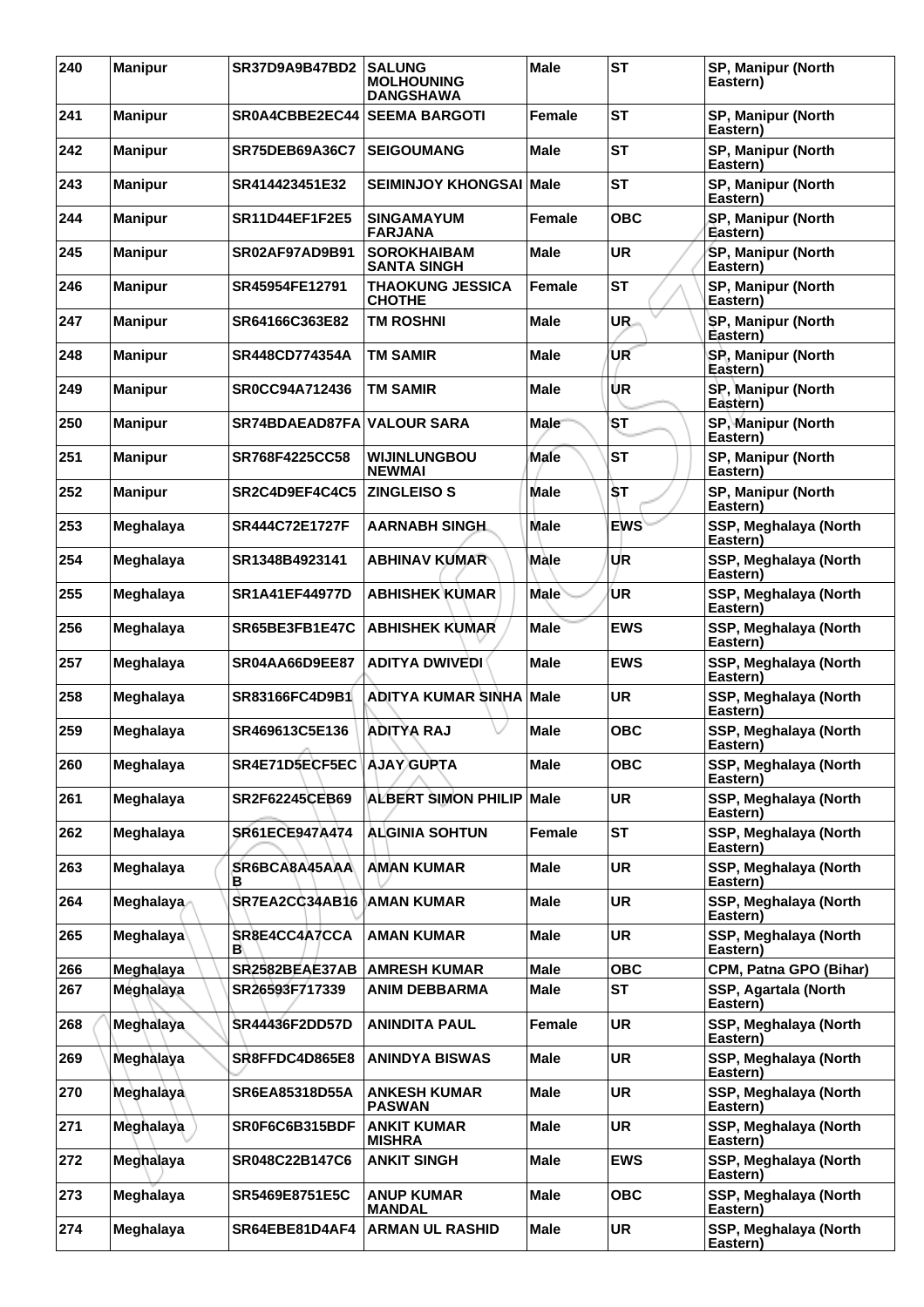| 240 | Manipur | SR37D9A9B47BD2 | SALUNG MOLHOUNING DANGSHAWA | Male | ST | SP, Manipur (North Eastern) |
|---|---|---|---|---|---|---|
| 241 | Manipur | SR0A4CBBE2EC44 | SEEMA BARGOTI | Female | ST | SP, Manipur (North Eastern) |
| 242 | Manipur | SR75DEB69A36C7 | SEIGOUMANG | Male | ST | SP, Manipur (North Eastern) |
| 243 | Manipur | SR414423451E32 | SEIMINJOY KHONGSAI | Male | ST | SP, Manipur (North Eastern) |
| 244 | Manipur | SR11D44EF1F2E5 | SINGAMAYUM FARJANA | Female | OBC | SP, Manipur (North Eastern) |
| 245 | Manipur | SR02AF97AD9B91 | SOROKHAIBAM SANTA SINGH | Male | UR | SP, Manipur (North Eastern) |
| 246 | Manipur | SR45954FE12791 | THAOKUNG JESSICA CHOTHE | Female | ST | SP, Manipur (North Eastern) |
| 247 | Manipur | SR64166C363E82 | TM ROSHNI | Male | UR | SP, Manipur (North Eastern) |
| 248 | Manipur | SR448CD774354A | TM SAMIR | Male | UR | SP, Manipur (North Eastern) |
| 249 | Manipur | SR0CC94A712436 | TM SAMIR | Male | UR | SP, Manipur (North Eastern) |
| 250 | Manipur | SR74BDAEAD87FA | VALOUR SARA | Male | ST | SP, Manipur (North Eastern) |
| 251 | Manipur | SR768F4225CC58 | WIJINLUNGBOU NEWMAI | Male | ST | SP, Manipur (North Eastern) |
| 252 | Manipur | SR2C4D9EF4C4C5 | ZINGLEISO S | Male | ST | SP, Manipur (North Eastern) |
| 253 | Meghalaya | SR444C72E1727F | AARNABH SINGH | Male | EWS | SSP, Meghalaya (North Eastern) |
| 254 | Meghalaya | SR1348B4923141 | ABHINAV KUMAR | Male | UR | SSP, Meghalaya (North Eastern) |
| 255 | Meghalaya | SR1A41EF44977D | ABHISHEK KUMAR | Male | UR | SSP, Meghalaya (North Eastern) |
| 256 | Meghalaya | SR65BE3FB1E47C | ABHISHEK KUMAR | Male | EWS | SSP, Meghalaya (North Eastern) |
| 257 | Meghalaya | SR04AA66D9EE87 | ADITYA DWIVEDI | Male | EWS | SSP, Meghalaya (North Eastern) |
| 258 | Meghalaya | SR83166FC4D9B1 | ADITYA KUMAR SINHA | Male | UR | SSP, Meghalaya (North Eastern) |
| 259 | Meghalaya | SR469613C5E136 | ADITYA RAJ | Male | OBC | SSP, Meghalaya (North Eastern) |
| 260 | Meghalaya | SR4E71D5ECF5EC | AJAY GUPTA | Male | OBC | SSP, Meghalaya (North Eastern) |
| 261 | Meghalaya | SR2F62245CEB69 | ALBERT SIMON PHILIP | Male | UR | SSP, Meghalaya (North Eastern) |
| 262 | Meghalaya | SR61ECE947A474 | ALGINIA SOHTUN | Female | ST | SSP, Meghalaya (North Eastern) |
| 263 | Meghalaya | SR6BCA8A45AAAB | AMAN KUMAR | Male | UR | SSP, Meghalaya (North Eastern) |
| 264 | Meghalaya | SR7EA2CC34AB16 | AMAN KUMAR | Male | UR | SSP, Meghalaya (North Eastern) |
| 265 | Meghalaya | SR8E4CC4A7CCAB | AMAN KUMAR | Male | UR | SSP, Meghalaya (North Eastern) |
| 266 | Meghalaya | SR2582BEAE37AB | AMRESH KUMAR | Male | OBC | CPM, Patna GPO (Bihar) |
| 267 | Meghalaya | SR26593F717339 | ANIM DEBBARMA | Male | ST | SSP, Agartala (North Eastern) |
| 268 | Meghalaya | SR44436F2DD57D | ANINDITA PAUL | Female | UR | SSP, Meghalaya (North Eastern) |
| 269 | Meghalaya | SR8FFDC4D865E8 | ANINDYA BISWAS | Male | UR | SSP, Meghalaya (North Eastern) |
| 270 | Meghalaya | SR6EA85318D55A | ANKESH KUMAR PASWAN | Male | UR | SSP, Meghalaya (North Eastern) |
| 271 | Meghalaya | SR0F6C6B315BDF | ANKIT KUMAR MISHRA | Male | UR | SSP, Meghalaya (North Eastern) |
| 272 | Meghalaya | SR048C22B147C6 | ANKIT SINGH | Male | EWS | SSP, Meghalaya (North Eastern) |
| 273 | Meghalaya | SR5469E8751E5C | ANUP KUMAR MANDAL | Male | OBC | SSP, Meghalaya (North Eastern) |
| 274 | Meghalaya | SR64EBE81D4AF4 | ARMAN UL RASHID | Male | UR | SSP, Meghalaya (North Eastern) |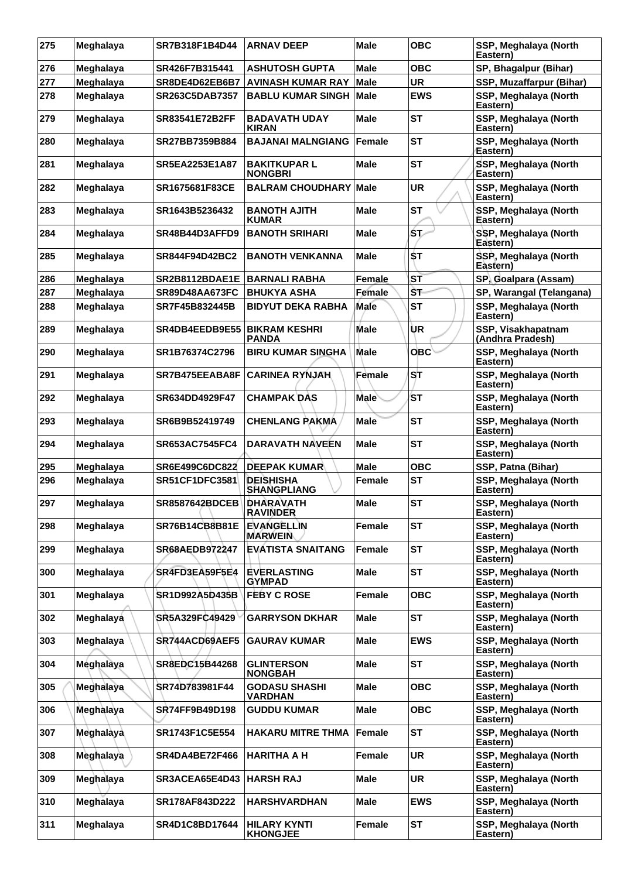| 275 | Meghalaya | SR7B318F1B4D44 | ARNAV DEEP | Male | OBC | SSP, Meghalaya (North Eastern) |
|---|---|---|---|---|---|---|
| 276 | Meghalaya | SR426F7B315441 | ASHUTOSH GUPTA | Male | OBC | SP, Bhagalpur (Bihar) |
| 277 | Meghalaya | SR8DE4D62EB6B7 | AVINASH KUMAR RAY | Male | UR | SSP, Muzaffarpur (Bihar) |
| 278 | Meghalaya | SR263C5DAB7357 | BABLU KUMAR SINGH | Male | EWS | SSP, Meghalaya (North Eastern) |
| 279 | Meghalaya | SR83541E72B2FF | BADAVATH UDAY KIRAN | Male | ST | SSP, Meghalaya (North Eastern) |
| 280 | Meghalaya | SR27BB7359B884 | BAJANAI MALNGIANG | Female | ST | SSP, Meghalaya (North Eastern) |
| 281 | Meghalaya | SR5EA2253E1A87 | BAKITKUPAR L NONGBRI | Male | ST | SSP, Meghalaya (North Eastern) |
| 282 | Meghalaya | SR1675681F83CE | BALRAM CHOUDHARY | Male | UR | SSP, Meghalaya (North Eastern) |
| 283 | Meghalaya | SR1643B5236432 | BANOTH AJITH KUMAR | Male | ST | SSP, Meghalaya (North Eastern) |
| 284 | Meghalaya | SR48B44D3AFFD9 | BANOTH SRIHARI | Male | ST | SSP, Meghalaya (North Eastern) |
| 285 | Meghalaya | SR844F94D42BC2 | BANOTH VENKANNA | Male | ST | SSP, Meghalaya (North Eastern) |
| 286 | Meghalaya | SR2B8112BDAE1E | BARNALI RABHA | Female | ST | SP, Goalpara (Assam) |
| 287 | Meghalaya | SR89D48AA673FC | BHUKYA ASHA | Female | ST | SP, Warangal (Telangana) |
| 288 | Meghalaya | SR7F45B832445B | BIDYUT DEKA RABHA | Male | ST | SSP, Meghalaya (North Eastern) |
| 289 | Meghalaya | SR4DB4EEDB9E55 | BIKRAM KESHRI PANDA | Male | UR | SSP, Visakhapatnam (Andhra Pradesh) |
| 290 | Meghalaya | SR1B76374C2796 | BIRU KUMAR SINGHA | Male | OBC | SSP, Meghalaya (North Eastern) |
| 291 | Meghalaya | SR7B475EEABA8F | CARINEA RYNJAH | Female | ST | SSP, Meghalaya (North Eastern) |
| 292 | Meghalaya | SR634DD4929F47 | CHAMPAK DAS | Male | ST | SSP, Meghalaya (North Eastern) |
| 293 | Meghalaya | SR6B9B52419749 | CHENLANG PAKMA | Male | ST | SSP, Meghalaya (North Eastern) |
| 294 | Meghalaya | SR653AC7545FC4 | DARAVATH NAVEEN | Male | ST | SSP, Meghalaya (North Eastern) |
| 295 | Meghalaya | SR6E499C6DC822 | DEEPAK KUMAR | Male | OBC | SSP, Patna (Bihar) |
| 296 | Meghalaya | SR51CF1DFC3581 | DEISHISHA SHANGPLIANG | Female | ST | SSP, Meghalaya (North Eastern) |
| 297 | Meghalaya | SR8587642BDCEB | DHARAVATH RAVINDER | Male | ST | SSP, Meghalaya (North Eastern) |
| 298 | Meghalaya | SR76B14CB8B81E | EVANGELLIN MARWEIN | Female | ST | SSP, Meghalaya (North Eastern) |
| 299 | Meghalaya | SR68AEDB972247 | EVATISTA SNAITANG | Female | ST | SSP, Meghalaya (North Eastern) |
| 300 | Meghalaya | SR4FD3EA59F5E4 | EVERLASTING GYMPAD | Male | ST | SSP, Meghalaya (North Eastern) |
| 301 | Meghalaya | SR1D992A5D435B | FEBY C ROSE | Female | OBC | SSP, Meghalaya (North Eastern) |
| 302 | Meghalaya | SR5A329FC49429 | GARRYSON DKHAR | Male | ST | SSP, Meghalaya (North Eastern) |
| 303 | Meghalaya | SR744ACD69AEF5 | GAURAV KUMAR | Male | EWS | SSP, Meghalaya (North Eastern) |
| 304 | Meghalaya | SR8EDC15B44268 | GLINTERSON NONGBAH | Male | ST | SSP, Meghalaya (North Eastern) |
| 305 | Meghalaya | SR74D783981F44 | GODASU SHASHI VARDHAN | Male | OBC | SSP, Meghalaya (North Eastern) |
| 306 | Meghalaya | SR74FF9B49D198 | GUDDU KUMAR | Male | OBC | SSP, Meghalaya (North Eastern) |
| 307 | Meghalaya | SR1743F1C5E554 | HAKARU MITRE THMA | Female | ST | SSP, Meghalaya (North Eastern) |
| 308 | Meghalaya | SR4DA4BE72F466 | HARITHA A H | Female | UR | SSP, Meghalaya (North Eastern) |
| 309 | Meghalaya | SR3ACEA65E4D43 | HARSH RAJ | Male | UR | SSP, Meghalaya (North Eastern) |
| 310 | Meghalaya | SR178AF843D222 | HARSHVARDHAN | Male | EWS | SSP, Meghalaya (North Eastern) |
| 311 | Meghalaya | SR4D1C8BD17644 | HILARY KYNTI KHONGJEE | Female | ST | SSP, Meghalaya (North Eastern) |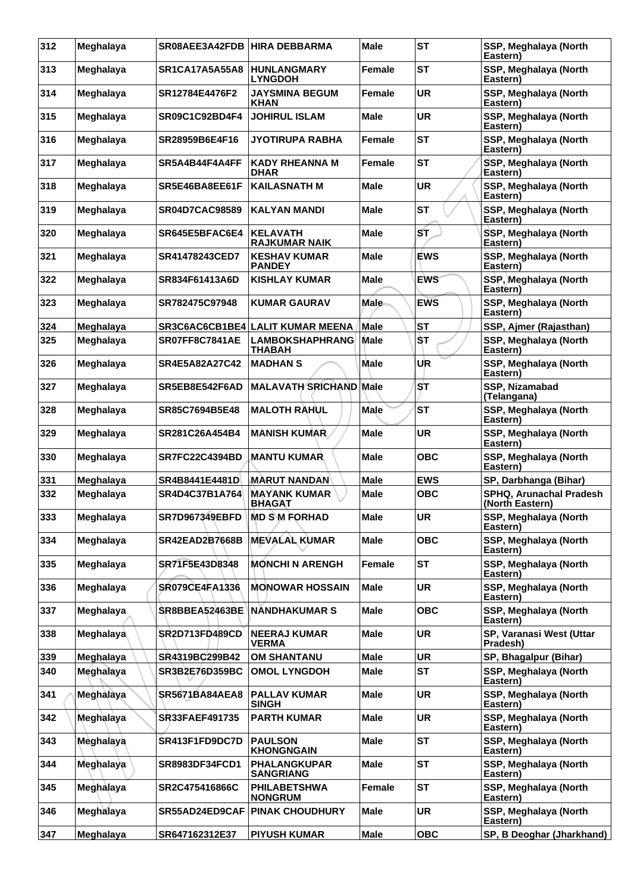| 312 | Meghalaya | SR08AEE3A42FDB | HIRA DEBBARMA | Male | ST | SSP, Meghalaya (North Eastern) |
|---|---|---|---|---|---|---|
| 313 | Meghalaya | SR1CA17A5A55A8 | HUNLANGMARY LYNGDOH | Female | ST | SSP, Meghalaya (North Eastern) |
| 314 | Meghalaya | SR12784E4476F2 | JAYSMINA BEGUM KHAN | Female | UR | SSP, Meghalaya (North Eastern) |
| 315 | Meghalaya | SR09C1C92BD4F4 | JOHIRUL ISLAM | Male | UR | SSP, Meghalaya (North Eastern) |
| 316 | Meghalaya | SR28959B6E4F16 | JYOTIRUPA RABHA | Female | ST | SSP, Meghalaya (North Eastern) |
| 317 | Meghalaya | SR5A4B44F4A4FF | KADY RHEANNA M DHAR | Female | ST | SSP, Meghalaya (North Eastern) |
| 318 | Meghalaya | SR5E46BA8EE61F | KAILASNATH M | Male | UR | SSP, Meghalaya (North Eastern) |
| 319 | Meghalaya | SR04D7CAC98589 | KALYAN MANDI | Male | ST | SSP, Meghalaya (North Eastern) |
| 320 | Meghalaya | SR645E5BFAC6E4 | KELAVATH RAJKUMAR NAIK | Male | ST | SSP, Meghalaya (North Eastern) |
| 321 | Meghalaya | SR41478243CED7 | KESHAV KUMAR PANDEY | Male | EWS | SSP, Meghalaya (North Eastern) |
| 322 | Meghalaya | SR834F61413A6D | KISHLAY KUMAR | Male | EWS | SSP, Meghalaya (North Eastern) |
| 323 | Meghalaya | SR782475C97948 | KUMAR GAURAV | Male | EWS | SSP, Meghalaya (North Eastern) |
| 324 | Meghalaya | SR3C6AC6CB1BE4 | LALIT KUMAR MEENA | Male | ST | SSP, Ajmer (Rajasthan) |
| 325 | Meghalaya | SR07FF8C7841AE | LAMBOKSHAPHRANG THABAH | Male | ST | SSP, Meghalaya (North Eastern) |
| 326 | Meghalaya | SR4E5A82A27C42 | MADHAN S | Male | UR | SSP, Meghalaya (North Eastern) |
| 327 | Meghalaya | SR5EB8E542F6AD | MALAVATH SRICHAND | Male | ST | SSP, Nizamabad (Telangana) |
| 328 | Meghalaya | SR85C7694B5E48 | MALOTH RAHUL | Male | ST | SSP, Meghalaya (North Eastern) |
| 329 | Meghalaya | SR281C26A454B4 | MANISH KUMAR | Male | UR | SSP, Meghalaya (North Eastern) |
| 330 | Meghalaya | SR7FC22C4394BD | MANTU KUMAR | Male | OBC | SSP, Meghalaya (North Eastern) |
| 331 | Meghalaya | SR4B8441E4481D | MARUT NANDAN | Male | EWS | SP, Darbhanga (Bihar) |
| 332 | Meghalaya | SR4D4C37B1A764 | MAYANK KUMAR BHAGAT | Male | OBC | SPHQ, Arunachal Pradesh (North Eastern) |
| 333 | Meghalaya | SR7D967349EBFD | MD S M FORHAD | Male | UR | SSP, Meghalaya (North Eastern) |
| 334 | Meghalaya | SR42EAD2B7668B | MEVALAL KUMAR | Male | OBC | SSP, Meghalaya (North Eastern) |
| 335 | Meghalaya | SR71F5E43D8348 | MONCHI N ARENGH | Female | ST | SSP, Meghalaya (North Eastern) |
| 336 | Meghalaya | SR079CE4FA1336 | MONOWAR HOSSAIN | Male | UR | SSP, Meghalaya (North Eastern) |
| 337 | Meghalaya | SR8BBEA52463BE | NANDHAKUMAR S | Male | OBC | SSP, Meghalaya (North Eastern) |
| 338 | Meghalaya | SR2D713FD489CD | NEERAJ KUMAR VERMA | Male | UR | SP, Varanasi West (Uttar Pradesh) |
| 339 | Meghalaya | SR4319BC299B42 | OM SHANTANU | Male | UR | SP, Bhagalpur (Bihar) |
| 340 | Meghalaya | SR3B2E76D359BC | OMOL LYNGDOH | Male | ST | SSP, Meghalaya (North Eastern) |
| 341 | Meghalaya | SR5671BA84AEA8 | PALLAV KUMAR SINGH | Male | UR | SSP, Meghalaya (North Eastern) |
| 342 | Meghalaya | SR33FAEF491735 | PARTH KUMAR | Male | UR | SSP, Meghalaya (North Eastern) |
| 343 | Meghalaya | SR413F1FD9DC7D | PAULSON KHONGNGAIN | Male | ST | SSP, Meghalaya (North Eastern) |
| 344 | Meghalaya | SR8983DF34FCD1 | PHALANGKUPAR SANGRIANG | Male | ST | SSP, Meghalaya (North Eastern) |
| 345 | Meghalaya | SR2C475416866C | PHILABETSHWA NONGRUM | Female | ST | SSP, Meghalaya (North Eastern) |
| 346 | Meghalaya | SR55AD24ED9CAF | PINAK CHOUDHURY | Male | UR | SSP, Meghalaya (North Eastern) |
| 347 | Meghalaya | SR647162312E37 | PIYUSH KUMAR | Male | OBC | SP, B Deoghar (Jharkhand) |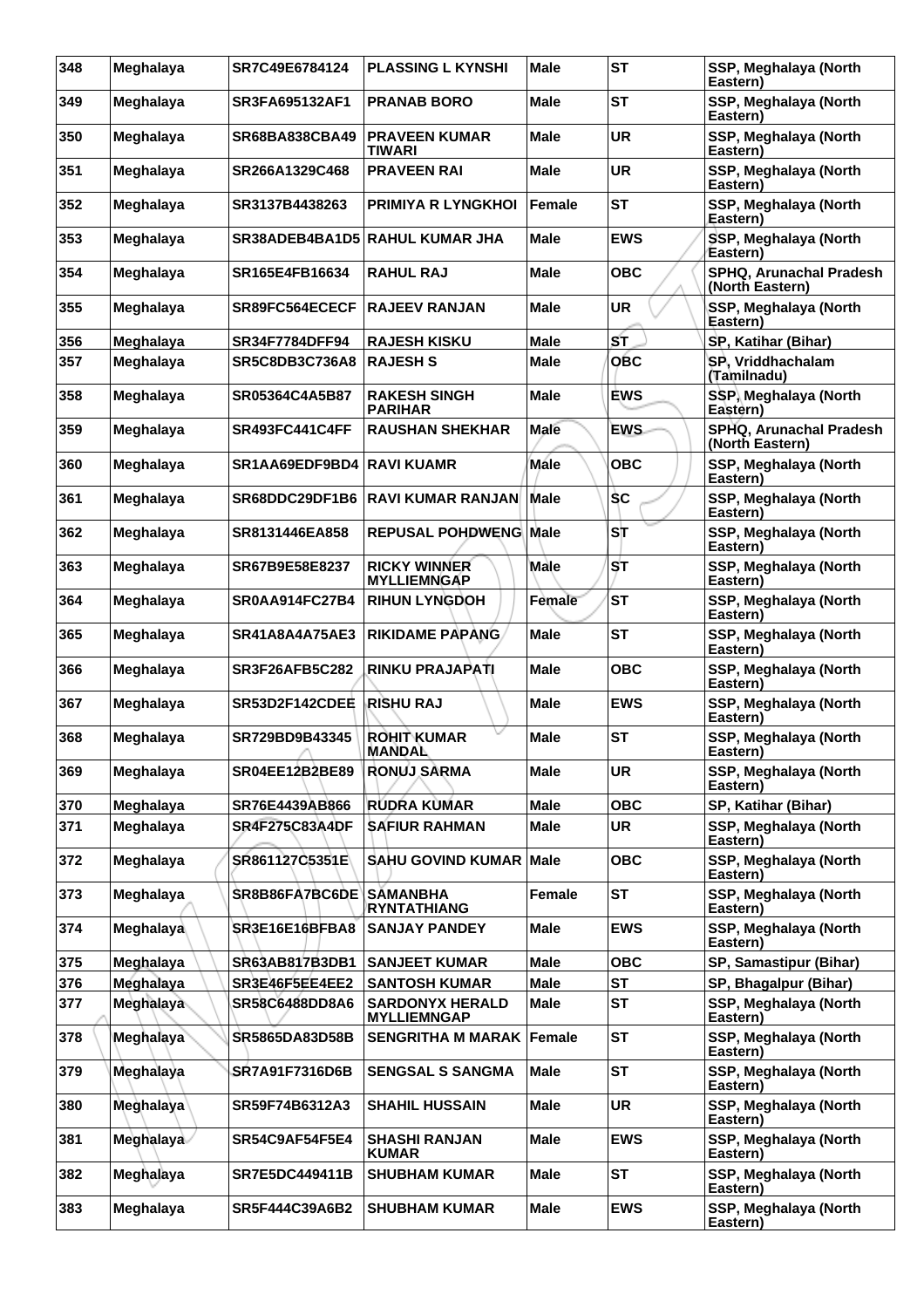| 348 | Meghalaya | SR7C49E6784124 | PLASSING L KYNSHI | Male | ST | SSP, Meghalaya (North Eastern) |
|---|---|---|---|---|---|---|
| 349 | Meghalaya | SR3FA695132AF1 | PRANAB BORO | Male | ST | SSP, Meghalaya (North Eastern) |
| 350 | Meghalaya | SR68BA838CBA49 | PRAVEEN KUMAR TIWARI | Male | UR | SSP, Meghalaya (North Eastern) |
| 351 | Meghalaya | SR266A1329C468 | PRAVEEN RAI | Male | UR | SSP, Meghalaya (North Eastern) |
| 352 | Meghalaya | SR3137B4438263 | PRIMIYA R LYNGKHOI | Female | ST | SSP, Meghalaya (North Eastern) |
| 353 | Meghalaya | SR38ADEB4BA1D5 | RAHUL KUMAR JHA | Male | EWS | SSP, Meghalaya (North Eastern) |
| 354 | Meghalaya | SR165E4FB16634 | RAHUL RAJ | Male | OBC | SPHQ, Arunachal Pradesh (North Eastern) |
| 355 | Meghalaya | SR89FC564ECECF | RAJEEV RANJAN | Male | UR | SSP, Meghalaya (North Eastern) |
| 356 | Meghalaya | SR34F7784DFF94 | RAJESH KISKU | Male | ST | SP, Katihar (Bihar) |
| 357 | Meghalaya | SR5C8DB3C736A8 | RAJESH S | Male | OBC | SP, Vriddhachalam (Tamilnadu) |
| 358 | Meghalaya | SR05364C4A5B87 | RAKESH SINGH PARIHAR | Male | EWS | SSP, Meghalaya (North Eastern) |
| 359 | Meghalaya | SR493FC441C4FF | RAUSHAN SHEKHAR | Male | EWS | SPHQ, Arunachal Pradesh (North Eastern) |
| 360 | Meghalaya | SR1AA69EDF9BD4 | RAVI KUAMR | Male | OBC | SSP, Meghalaya (North Eastern) |
| 361 | Meghalaya | SR68DDC29DF1B6 | RAVI KUMAR RANJAN | Male | SC | SSP, Meghalaya (North Eastern) |
| 362 | Meghalaya | SR8131446EA858 | REPUSAL POHDWENG | Male | ST | SSP, Meghalaya (North Eastern) |
| 363 | Meghalaya | SR67B9E58E8237 | RICKY WINNER MYLLIEMNGAP | Male | ST | SSP, Meghalaya (North Eastern) |
| 364 | Meghalaya | SR0AA914FC27B4 | RIHUN LYNGDOH | Female | ST | SSP, Meghalaya (North Eastern) |
| 365 | Meghalaya | SR41A8A4A75AE3 | RIKIDAME PAPANG | Male | ST | SSP, Meghalaya (North Eastern) |
| 366 | Meghalaya | SR3F26AFB5C282 | RINKU PRAJAPATI | Male | OBC | SSP, Meghalaya (North Eastern) |
| 367 | Meghalaya | SR53D2F142CDEE | RISHU RAJ | Male | EWS | SSP, Meghalaya (North Eastern) |
| 368 | Meghalaya | SR729BD9B43345 | ROHIT KUMAR MANDAL | Male | ST | SSP, Meghalaya (North Eastern) |
| 369 | Meghalaya | SR04EE12B2BE89 | RONUJ SARMA | Male | UR | SSP, Meghalaya (North Eastern) |
| 370 | Meghalaya | SR76E4439AB866 | RUDRA KUMAR | Male | OBC | SP, Katihar (Bihar) |
| 371 | Meghalaya | SR4F275C83A4DF | SAFIUR RAHMAN | Male | UR | SSP, Meghalaya (North Eastern) |
| 372 | Meghalaya | SR861127C5351E | SAHU GOVIND KUMAR | Male | OBC | SSP, Meghalaya (North Eastern) |
| 373 | Meghalaya | SR8B86FA7BC6DE | SAMANBHA RYNTATHIANG | Female | ST | SSP, Meghalaya (North Eastern) |
| 374 | Meghalaya | SR3E16E16BFBA8 | SANJAY PANDEY | Male | EWS | SSP, Meghalaya (North Eastern) |
| 375 | Meghalaya | SR63AB817B3DB1 | SANJEET KUMAR | Male | OBC | SP, Samastipur (Bihar) |
| 376 | Meghalaya | SR3E46F5EE4EE2 | SANTOSH KUMAR | Male | ST | SP, Bhagalpur (Bihar) |
| 377 | Meghalaya | SR58C6488DD8A6 | SARDONYX HERALD MYLLIEMNGAP | Male | ST | SSP, Meghalaya (North Eastern) |
| 378 | Meghalaya | SR5865DA83D58B | SENGRITHA M MARAK | Female | ST | SSP, Meghalaya (North Eastern) |
| 379 | Meghalaya | SR7A91F7316D6B | SENGSAL S SANGMA | Male | ST | SSP, Meghalaya (North Eastern) |
| 380 | Meghalaya | SR59F74B6312A3 | SHAHIL HUSSAIN | Male | UR | SSP, Meghalaya (North Eastern) |
| 381 | Meghalaya | SR54C9AF54F5E4 | SHASHI RANJAN KUMAR | Male | EWS | SSP, Meghalaya (North Eastern) |
| 382 | Meghalaya | SR7E5DC449411B | SHUBHAM KUMAR | Male | ST | SSP, Meghalaya (North Eastern) |
| 383 | Meghalaya | SR5F444C39A6B2 | SHUBHAM KUMAR | Male | EWS | SSP, Meghalaya (North Eastern) |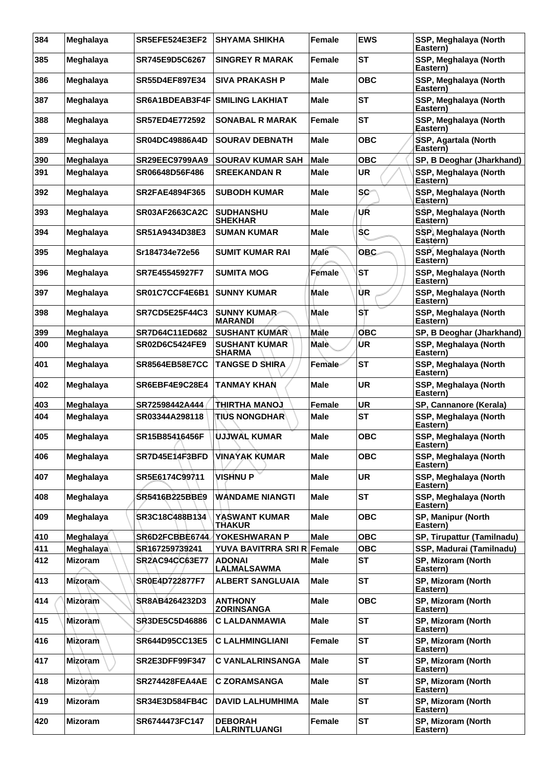| 384 | Meghalaya | SR5EFE524E3EF2 | SHYAMA SHIKHA | Female | EWS | SSP, Meghalaya (North Eastern) |
|---|---|---|---|---|---|---|
| 385 | Meghalaya | SR745E9D5C6267 | SINGREY R MARAK | Female | ST | SSP, Meghalaya (North Eastern) |
| 386 | Meghalaya | SR55D4EF897E34 | SIVA PRAKASH P | Male | OBC | SSP, Meghalaya (North Eastern) |
| 387 | Meghalaya | SR6A1BDEAB3F4F | SMILING LAKHIAT | Male | ST | SSP, Meghalaya (North Eastern) |
| 388 | Meghalaya | SR57ED4E772592 | SONABAL R MARAK | Female | ST | SSP, Meghalaya (North Eastern) |
| 389 | Meghalaya | SR04DC49886A4D | SOURAV DEBNATH | Male | OBC | SSP, Agartala (North Eastern) |
| 390 | Meghalaya | SR29EEC9799AA9 | SOURAV KUMAR SAH | Male | OBC | SP, B Deoghar (Jharkhand) |
| 391 | Meghalaya | SR06648D56F486 | SREEKANDAN R | Male | UR | SSP, Meghalaya (North Eastern) |
| 392 | Meghalaya | SR2FAE4894F365 | SUBODH KUMAR | Male | SC | SSP, Meghalaya (North Eastern) |
| 393 | Meghalaya | SR03AF2663CA2C | SUDHANSHU SHEKHAR | Male | UR | SSP, Meghalaya (North Eastern) |
| 394 | Meghalaya | SR51A9434D38E3 | SUMAN KUMAR | Male | SC | SSP, Meghalaya (North Eastern) |
| 395 | Meghalaya | Sr184734e72e56 | SUMIT KUMAR RAI | Male | OBC | SSP, Meghalaya (North Eastern) |
| 396 | Meghalaya | SR7E45545927F7 | SUMITA MOG | Female | ST | SSP, Meghalaya (North Eastern) |
| 397 | Meghalaya | SR01C7CCF4E6B1 | SUNNY KUMAR | Male | UR | SSP, Meghalaya (North Eastern) |
| 398 | Meghalaya | SR7CD5E25F44C3 | SUNNY KUMAR MARANDI | Male | ST | SSP, Meghalaya (North Eastern) |
| 399 | Meghalaya | SR7D64C11ED682 | SUSHANT KUMAR | Male | OBC | SP, B Deoghar (Jharkhand) |
| 400 | Meghalaya | SR02D6C5424FE9 | SUSHANT KUMAR SHARMA | Male | UR | SSP, Meghalaya (North Eastern) |
| 401 | Meghalaya | SR8564EB58E7CC | TANGSE D SHIRA | Female | ST | SSP, Meghalaya (North Eastern) |
| 402 | Meghalaya | SR6EBF4E9C28E4 | TANMAY KHAN | Male | UR | SSP, Meghalaya (North Eastern) |
| 403 | Meghalaya | SR72598442A444 | THIRTHA MANOJ | Female | UR | SP, Cannanore (Kerala) |
| 404 | Meghalaya | SR03344A298118 | TIUS NONGDHAR | Male | ST | SSP, Meghalaya (North Eastern) |
| 405 | Meghalaya | SR15B85416456F | UJJWAL KUMAR | Male | OBC | SSP, Meghalaya (North Eastern) |
| 406 | Meghalaya | SR7D45E14F3BFD | VINAYAK KUMAR | Male | OBC | SSP, Meghalaya (North Eastern) |
| 407 | Meghalaya | SR5E6174C99711 | VISHNU P | Male | UR | SSP, Meghalaya (North Eastern) |
| 408 | Meghalaya | SR5416B225BBE9 | WANDAME NIANGTI | Male | ST | SSP, Meghalaya (North Eastern) |
| 409 | Meghalaya | SR3C18C488B134 | YASWANT KUMAR THAKUR | Male | OBC | SP, Manipur (North Eastern) |
| 410 | Meghalaya | SR6D2FCBBE6744 | YOKESHWARAN P | Male | OBC | SP, Tirupattur (Tamilnadu) |
| 411 | Meghalaya | SR167259739241 | YUVA BAVITRRA SRI R | Female | OBC | SSP, Madurai (Tamilnadu) |
| 412 | Mizoram | SR2AC94CC63E77 | ADONAI LALMALSAWMA | Male | ST | SP, Mizoram (North Eastern) |
| 413 | Mizoram | SR0E4D722877F7 | ALBERT SANGLUAIA | Male | ST | SP, Mizoram (North Eastern) |
| 414 | Mizoram | SR8AB4264232D3 | ANTHONY ZORINSANGA | Male | OBC | SP, Mizoram (North Eastern) |
| 415 | Mizoram | SR3DE5C5D46886 | C LALDANMAWIA | Male | ST | SP, Mizoram (North Eastern) |
| 416 | Mizoram | SR644D95CC13E5 | C LALHMINGLIANI | Female | ST | SP, Mizoram (North Eastern) |
| 417 | Mizoram | SR2E3DFF99F347 | C VANLALRINSANGA | Male | ST | SP, Mizoram (North Eastern) |
| 418 | Mizoram | SR274428FEA4AE | C ZORAMSANGA | Male | ST | SP, Mizoram (North Eastern) |
| 419 | Mizoram | SR34E3D584FB4C | DAVID LALHUMHIMA | Male | ST | SP, Mizoram (North Eastern) |
| 420 | Mizoram | SR6744473FC147 | DEBORAH LALRINTLUANGI | Female | ST | SP, Mizoram (North Eastern) |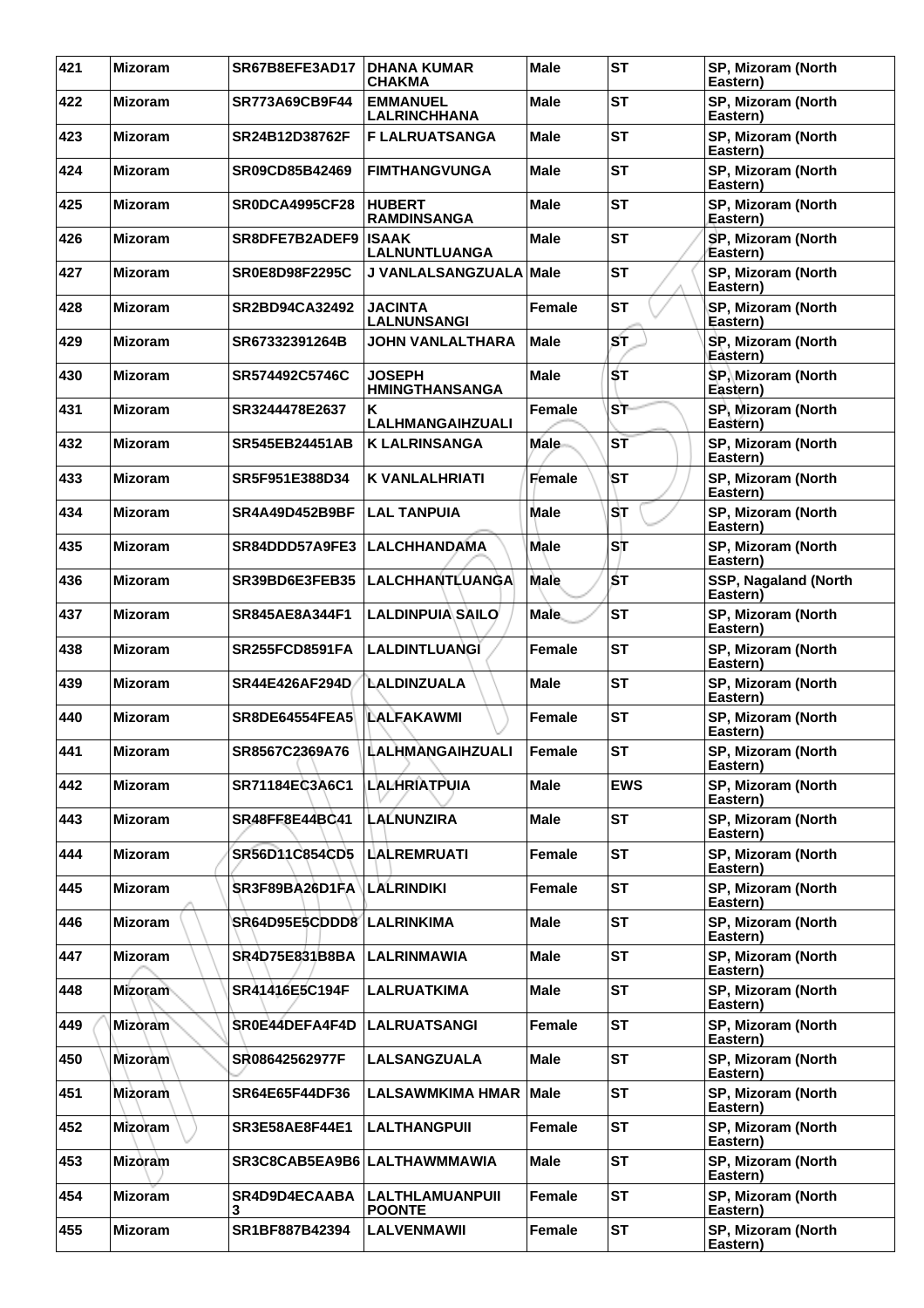| 421 | Mizoram | SR67B8EFE3AD17 | DHANA KUMAR CHAKMA | Male | ST | SP, Mizoram (North Eastern) |
|---|---|---|---|---|---|---|
| 422 | Mizoram | SR773A69CB9F44 | EMMANUEL LALRINCHHANA | Male | ST | SP, Mizoram (North Eastern) |
| 423 | Mizoram | SR24B12D38762F | F LALRUATSANGA | Male | ST | SP, Mizoram (North Eastern) |
| 424 | Mizoram | SR09CD85B42469 | FIMTHANGVUNGA | Male | ST | SP, Mizoram (North Eastern) |
| 425 | Mizoram | SR0DCA4995CF28 | HUBERT RAMDINSANGA | Male | ST | SP, Mizoram (North Eastern) |
| 426 | Mizoram | SR8DFE7B2ADEF9 | ISAAK LALNUNTLUANGA | Male | ST | SP, Mizoram (North Eastern) |
| 427 | Mizoram | SR0E8D98F2295C | J VANLALSANGZUALA | Male | ST | SP, Mizoram (North Eastern) |
| 428 | Mizoram | SR2BD94CA32492 | JACINTA LALNUNSANGI | Female | ST | SP, Mizoram (North Eastern) |
| 429 | Mizoram | SR67332391264B | JOHN VANLALTHARA | Male | ST | SP, Mizoram (North Eastern) |
| 430 | Mizoram | SR574492C5746C | JOSEPH HMINGTHANSANGA | Male | ST | SP, Mizoram (North Eastern) |
| 431 | Mizoram | SR3244478E2637 | K LALHMANGAIHZUALI | Female | ST | SP, Mizoram (North Eastern) |
| 432 | Mizoram | SR545EB24451AB | K LALRINSANGA | Male | ST | SP, Mizoram (North Eastern) |
| 433 | Mizoram | SR5F951E388D34 | K VANLALHRIATI | Female | ST | SP, Mizoram (North Eastern) |
| 434 | Mizoram | SR4A49D452B9BF | LAL TANPUIA | Male | ST | SP, Mizoram (North Eastern) |
| 435 | Mizoram | SR84DDD57A9FE3 | LALCHHANDAMA | Male | ST | SP, Mizoram (North Eastern) |
| 436 | Mizoram | SR39BD6E3FEB35 | LALCHHANTLUANGA | Male | ST | SSP, Nagaland (North Eastern) |
| 437 | Mizoram | SR845AE8A344F1 | LALDINPUIA SAILO | Male | ST | SP, Mizoram (North Eastern) |
| 438 | Mizoram | SR255FCD8591FA | LALDINTLUANGI | Female | ST | SP, Mizoram (North Eastern) |
| 439 | Mizoram | SR44E426AF294D | LALDINZUALA | Male | ST | SP, Mizoram (North Eastern) |
| 440 | Mizoram | SR8DE64554FEA5 | LALFAKAWMI | Female | ST | SP, Mizoram (North Eastern) |
| 441 | Mizoram | SR8567C2369A76 | LALHMANGAIHZUALI | Female | ST | SP, Mizoram (North Eastern) |
| 442 | Mizoram | SR71184EC3A6C1 | LALHRIATPUIA | Male | EWS | SP, Mizoram (North Eastern) |
| 443 | Mizoram | SR48FF8E44BC41 | LALNUNZIRA | Male | ST | SP, Mizoram (North Eastern) |
| 444 | Mizoram | SR56D11C854CD5 | LALREMRUATI | Female | ST | SP, Mizoram (North Eastern) |
| 445 | Mizoram | SR3F89BA26D1FA | LALRINDIKI | Female | ST | SP, Mizoram (North Eastern) |
| 446 | Mizoram | SR64D95E5CDDD8 | LALRINKIMA | Male | ST | SP, Mizoram (North Eastern) |
| 447 | Mizoram | SR4D75E831B8BA | LALRINMAWIA | Male | ST | SP, Mizoram (North Eastern) |
| 448 | Mizoram | SR41416E5C194F | LALRUATKIMA | Male | ST | SP, Mizoram (North Eastern) |
| 449 | Mizoram | SR0E44DEFA4F4D | LALRUATSANGI | Female | ST | SP, Mizoram (North Eastern) |
| 450 | Mizoram | SR08642562977F | LALSANGZUALA | Male | ST | SP, Mizoram (North Eastern) |
| 451 | Mizoram | SR64E65F44DF36 | LALSAWMKIMA HMAR | Male | ST | SP, Mizoram (North Eastern) |
| 452 | Mizoram | SR3E58AE8F44E1 | LALTHANGPUII | Female | ST | SP, Mizoram (North Eastern) |
| 453 | Mizoram | SR3C8CAB5EA9B6 | LALTHAWMMAWIA | Male | ST | SP, Mizoram (North Eastern) |
| 454 | Mizoram | SR4D9D4ECAABA3 | LALTHLAMUANPUII POONTE | Female | ST | SP, Mizoram (North Eastern) |
| 455 | Mizoram | SR1BF887B42394 | LALVENMAWII | Female | ST | SP, Mizoram (North Eastern) |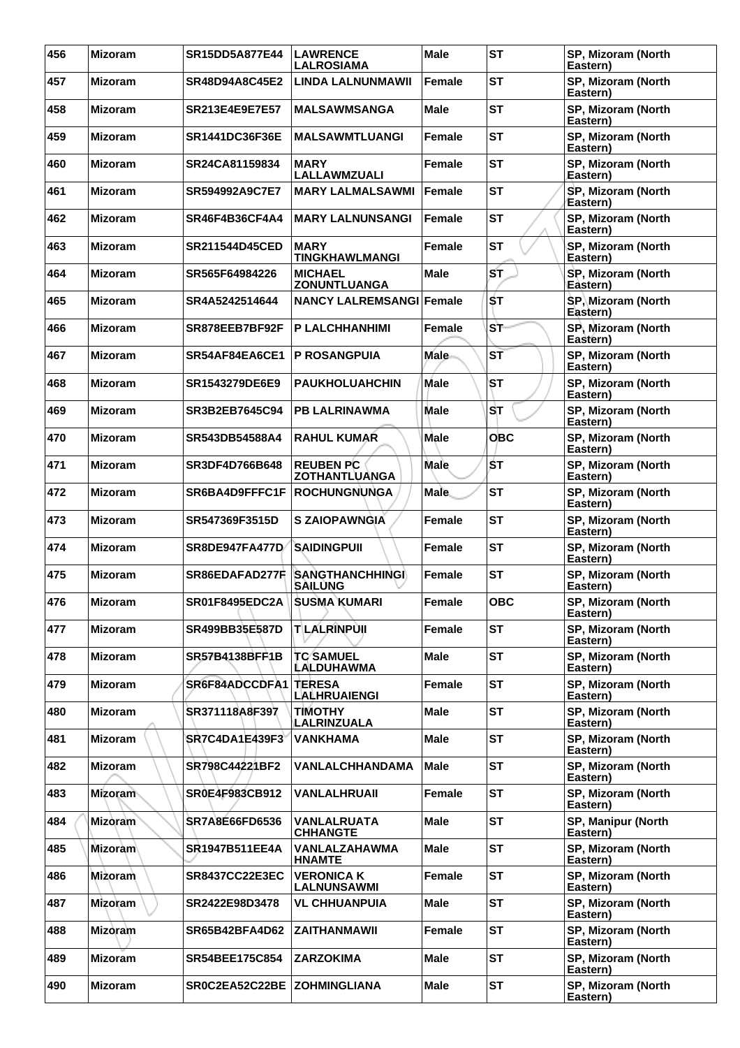| 456 | Mizoram | SR15DD5A877E44 | LAWRENCE LALROSIAMA | Male | ST | SP, Mizoram (North Eastern) |
|---|---|---|---|---|---|---|
| 457 | Mizoram | SR48D94A8C45E2 | LINDA LALNUNMAWII | Female | ST | SP, Mizoram (North Eastern) |
| 458 | Mizoram | SR213E4E9E7E57 | MALSAWMSANGA | Male | ST | SP, Mizoram (North Eastern) |
| 459 | Mizoram | SR1441DC36F36E | MALSAWMTLUANGI | Female | ST | SP, Mizoram (North Eastern) |
| 460 | Mizoram | SR24CA81159834 | MARY LALLAWMZUALI | Female | ST | SP, Mizoram (North Eastern) |
| 461 | Mizoram | SR594992A9C7E7 | MARY LALMALSAWMI | Female | ST | SP, Mizoram (North Eastern) |
| 462 | Mizoram | SR46F4B36CF4A4 | MARY LALNUNSANGI | Female | ST | SP, Mizoram (North Eastern) |
| 463 | Mizoram | SR211544D45CED | MARY TINGKHAWLMANGI | Female | ST | SP, Mizoram (North Eastern) |
| 464 | Mizoram | SR565F64984226 | MICHAEL ZONUNTLUANGA | Male | ST | SP, Mizoram (North Eastern) |
| 465 | Mizoram | SR4A5242514644 | NANCY LALREMSANGI | Female | ST | SP, Mizoram (North Eastern) |
| 466 | Mizoram | SR878EEB7BF92F | P LALCHHANHIMI | Female | ST | SP, Mizoram (North Eastern) |
| 467 | Mizoram | SR54AF84EA6CE1 | P ROSANGPUIA | Male | ST | SP, Mizoram (North Eastern) |
| 468 | Mizoram | SR1543279DE6E9 | PAUKHOLUAHCHIN | Male | ST | SP, Mizoram (North Eastern) |
| 469 | Mizoram | SR3B2EB7645C94 | PB LALRINAWMA | Male | ST | SP, Mizoram (North Eastern) |
| 470 | Mizoram | SR543DB54588A4 | RAHUL KUMAR | Male | OBC | SP, Mizoram (North Eastern) |
| 471 | Mizoram | SR3DF4D766B648 | REUBEN PC ZOTHANTLUANGA | Male | ST | SP, Mizoram (North Eastern) |
| 472 | Mizoram | SR6BA4D9FFFC1F | ROCHUNGNUNGA | Male | ST | SP, Mizoram (North Eastern) |
| 473 | Mizoram | SR547369F3515D | S ZAIOPAWNGIA | Female | ST | SP, Mizoram (North Eastern) |
| 474 | Mizoram | SR8DE947FA477D | SAIDINGPUII | Female | ST | SP, Mizoram (North Eastern) |
| 475 | Mizoram | SR86EDAFAD277F | SANGTHANCHHINGI SAILUNG | Female | ST | SP, Mizoram (North Eastern) |
| 476 | Mizoram | SR01F8495EDC2A | SUSMA KUMARI | Female | OBC | SP, Mizoram (North Eastern) |
| 477 | Mizoram | SR499BB35E587D | T LALRINPUII | Female | ST | SP, Mizoram (North Eastern) |
| 478 | Mizoram | SR57B4138BFF1B | TC SAMUEL LALDUHAWMA | Male | ST | SP, Mizoram (North Eastern) |
| 479 | Mizoram | SR6F84ADCCDFA1 | TERESA LALHRUAIENGI | Female | ST | SP, Mizoram (North Eastern) |
| 480 | Mizoram | SR371118A8F397 | TIMOTHY LALRINZUALA | Male | ST | SP, Mizoram (North Eastern) |
| 481 | Mizoram | SR7C4DA1E439F3 | VANKHAMA | Male | ST | SP, Mizoram (North Eastern) |
| 482 | Mizoram | SR798C44221BF2 | VANLALCHHANDAMA | Male | ST | SP, Mizoram (North Eastern) |
| 483 | Mizoram | SR0E4F983CB912 | VANLALHRUAII | Female | ST | SP, Mizoram (North Eastern) |
| 484 | Mizoram | SR7A8E66FD6536 | VANLALRUATA CHHANGTE | Male | ST | SP, Manipur (North Eastern) |
| 485 | Mizoram | SR1947B511EE4A | VANLALZAHAWMA HNAMTE | Male | ST | SP, Mizoram (North Eastern) |
| 486 | Mizoram | SR8437CC22E3EC | VERONICA K LALNUNSAWMI | Female | ST | SP, Mizoram (North Eastern) |
| 487 | Mizoram | SR2422E98D3478 | VL CHHUANPUIA | Male | ST | SP, Mizoram (North Eastern) |
| 488 | Mizoram | SR65B42BFA4D62 | ZAITHANMAWII | Female | ST | SP, Mizoram (North Eastern) |
| 489 | Mizoram | SR54BEE175C854 | ZARZOKIMA | Male | ST | SP, Mizoram (North Eastern) |
| 490 | Mizoram | SR0C2EA52C22BE | ZOHMINGLIANA | Male | ST | SP, Mizoram (North Eastern) |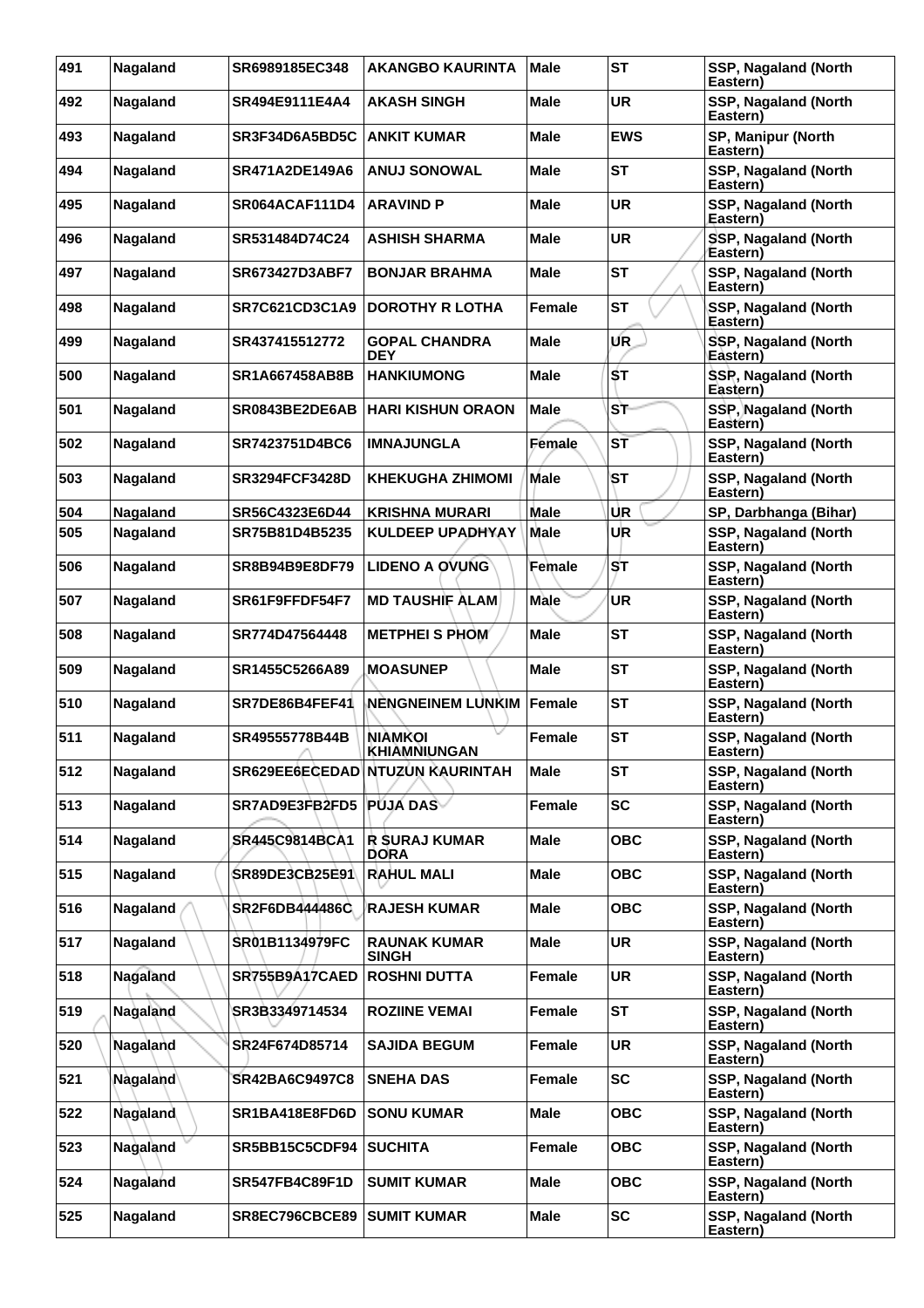| 491 | Nagaland | SR6989185EC348 | AKANGBO KAURINTA | Male | ST | SSP, Nagaland (North Eastern) |
|---|---|---|---|---|---|---|
| 492 | Nagaland | SR494E9111E4A4 | AKASH SINGH | Male | UR | SSP, Nagaland (North Eastern) |
| 493 | Nagaland | SR3F34D6A5BD5C | ANKIT KUMAR | Male | EWS | SP, Manipur (North Eastern) |
| 494 | Nagaland | SR471A2DE149A6 | ANUJ SONOWAL | Male | ST | SSP, Nagaland (North Eastern) |
| 495 | Nagaland | SR064ACAF111D4 | ARAVIND P | Male | UR | SSP, Nagaland (North Eastern) |
| 496 | Nagaland | SR531484D74C24 | ASHISH SHARMA | Male | UR | SSP, Nagaland (North Eastern) |
| 497 | Nagaland | SR673427D3ABF7 | BONJAR BRAHMA | Male | ST | SSP, Nagaland (North Eastern) |
| 498 | Nagaland | SR7C621CD3C1A9 | DOROTHY R LOTHA | Female | ST | SSP, Nagaland (North Eastern) |
| 499 | Nagaland | SR437415512772 | GOPAL CHANDRA DEY | Male | UR | SSP, Nagaland (North Eastern) |
| 500 | Nagaland | SR1A667458AB8B | HANKIUMONG | Male | ST | SSP, Nagaland (North Eastern) |
| 501 | Nagaland | SR0843BE2DE6AB | HARI KISHUN ORAON | Male | ST | SSP, Nagaland (North Eastern) |
| 502 | Nagaland | SR7423751D4BC6 | IMNAJUNGLA | Female | ST | SSP, Nagaland (North Eastern) |
| 503 | Nagaland | SR3294FCF3428D | KHEKUGHA ZHIMOMI | Male | ST | SSP, Nagaland (North Eastern) |
| 504 | Nagaland | SR56C4323E6D44 | KRISHNA MURARI | Male | UR | SP, Darbhanga (Bihar) |
| 505 | Nagaland | SR75B81D4B5235 | KULDEEP UPADHYAY | Male | UR | SSP, Nagaland (North Eastern) |
| 506 | Nagaland | SR8B94B9E8DF79 | LIDENO A OVUNG | Female | ST | SSP, Nagaland (North Eastern) |
| 507 | Nagaland | SR61F9FFDF54F7 | MD TAUSHIF ALAM | Male | UR | SSP, Nagaland (North Eastern) |
| 508 | Nagaland | SR774D47564448 | METPHEI S PHOM | Male | ST | SSP, Nagaland (North Eastern) |
| 509 | Nagaland | SR1455C5266A89 | MOASUNEP | Male | ST | SSP, Nagaland (North Eastern) |
| 510 | Nagaland | SR7DE86B4FEF41 | NENGNEINEM LUNKIM | Female | ST | SSP, Nagaland (North Eastern) |
| 511 | Nagaland | SR49555778B44B | NIAMKOI KHIAMNIUNGAN | Female | ST | SSP, Nagaland (North Eastern) |
| 512 | Nagaland | SR629EE6ECEDAD | NTUZUN KAURINTAH | Male | ST | SSP, Nagaland (North Eastern) |
| 513 | Nagaland | SR7AD9E3FB2FD5 | PUJA DAS | Female | SC | SSP, Nagaland (North Eastern) |
| 514 | Nagaland | SR445C9814BCA1 | R SURAJ KUMAR DORA | Male | OBC | SSP, Nagaland (North Eastern) |
| 515 | Nagaland | SR89DE3CB25E91 | RAHUL MALI | Male | OBC | SSP, Nagaland (North Eastern) |
| 516 | Nagaland | SR2F6DB444486C | RAJESH KUMAR | Male | OBC | SSP, Nagaland (North Eastern) |
| 517 | Nagaland | SR01B1134979FC | RAUNAK KUMAR SINGH | Male | UR | SSP, Nagaland (North Eastern) |
| 518 | Nagaland | SR755B9A17CAED | ROSHNI DUTTA | Female | UR | SSP, Nagaland (North Eastern) |
| 519 | Nagaland | SR3B3349714534 | ROZIINE VEMAI | Female | ST | SSP, Nagaland (North Eastern) |
| 520 | Nagaland | SR24F674D85714 | SAJIDA BEGUM | Female | UR | SSP, Nagaland (North Eastern) |
| 521 | Nagaland | SR42BA6C9497C8 | SNEHA DAS | Female | SC | SSP, Nagaland (North Eastern) |
| 522 | Nagaland | SR1BA418E8FD6D | SONU KUMAR | Male | OBC | SSP, Nagaland (North Eastern) |
| 523 | Nagaland | SR5BB15C5CDF94 | SUCHITA | Female | OBC | SSP, Nagaland (North Eastern) |
| 524 | Nagaland | SR547FB4C89F1D | SUMIT KUMAR | Male | OBC | SSP, Nagaland (North Eastern) |
| 525 | Nagaland | SR8EC796CBCE89 | SUMIT KUMAR | Male | SC | SSP, Nagaland (North Eastern) |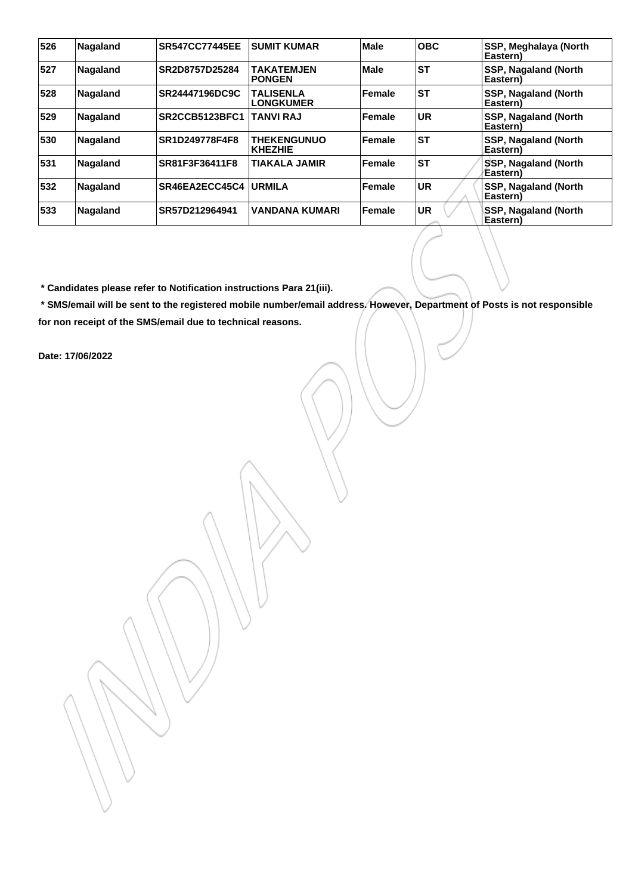| | | | | | | |
|---|---|---|---|---|---|---|
| 526 | Nagaland | SR547CC77445EE | SUMIT KUMAR | Male | OBC | SSP, Meghalaya (North Eastern) |
| 527 | Nagaland | SR2D8757D25284 | TAKATEMJEN PONGEN | Male | ST | SSP, Nagaland (North Eastern) |
| 528 | Nagaland | SR24447196DC9C | TALISENLA LONGKUMER | Female | ST | SSP, Nagaland (North Eastern) |
| 529 | Nagaland | SR2CCB5123BFC1 | TANVI RAJ | Female | UR | SSP, Nagaland (North Eastern) |
| 530 | Nagaland | SR1D249778F4F8 | THEKENGUNUO KHEZHIE | Female | ST | SSP, Nagaland (North Eastern) |
| 531 | Nagaland | SR81F3F36411F8 | TIAKALA JAMIR | Female | ST | SSP, Nagaland (North Eastern) |
| 532 | Nagaland | SR46EA2ECC45C4 | URMILA | Female | UR | SSP, Nagaland (North Eastern) |
| 533 | Nagaland | SR57D212964941 | VANDANA KUMARI | Female | UR | SSP, Nagaland (North Eastern) |

**\* Candidates please refer to Notification instructions Para 21(iii).**

**\* SMS/email will be sent to the registered mobile number/email address. However, Department of Posts is not responsible for non receipt of the SMS/email due to technical reasons.**

**Date: 17/06/2022**